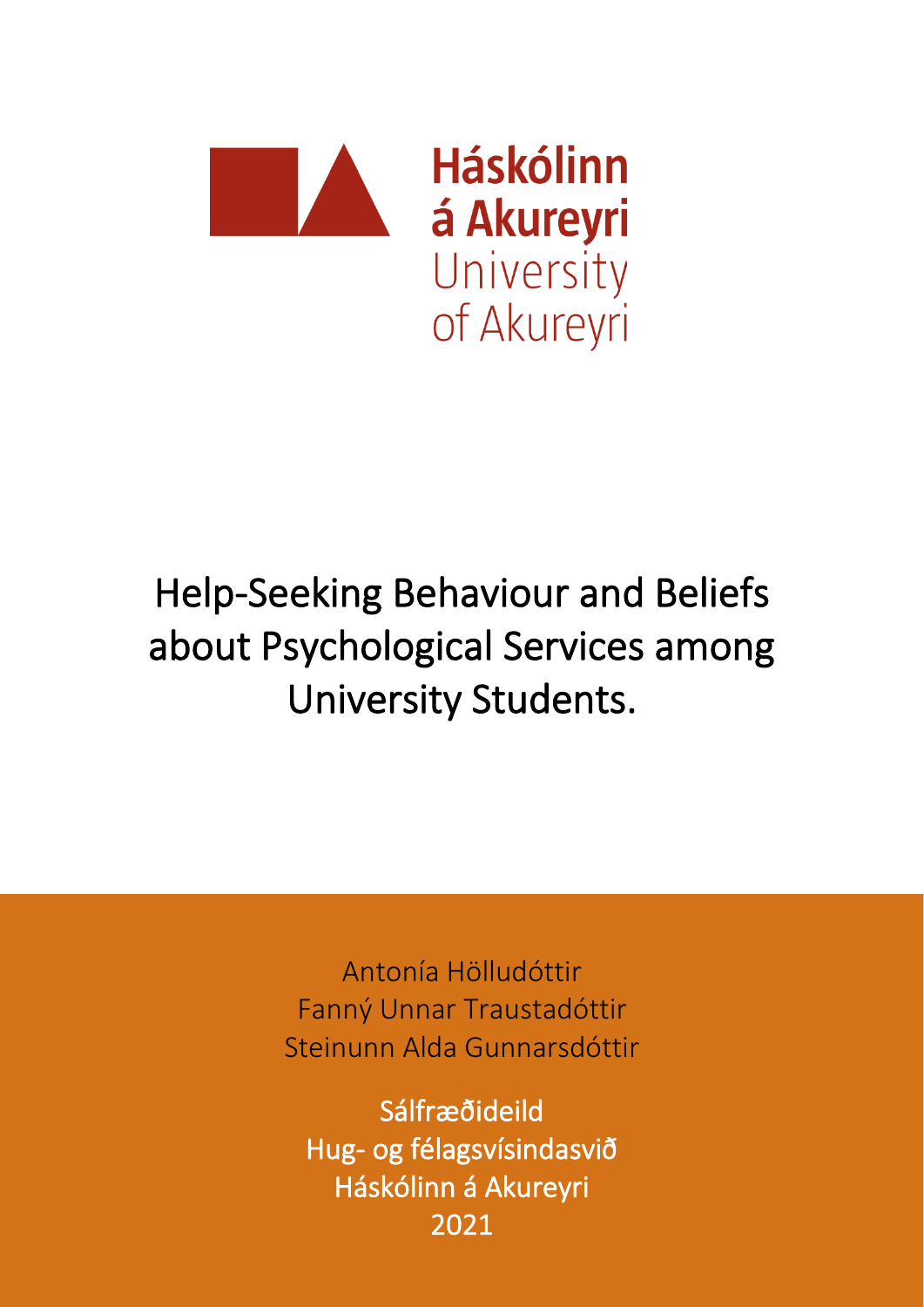Háskólinn á Akureyri
University of Akureyri

# Help-Seeking Behaviour and Beliefs about Psychological Services among University Students.

Antonía Hölludóttir
Fanný Unnar Traustadóttir
Steinunn Alda Gunnarsdóttir

Sálfræðideild
Hug- og félagsvísindasvið
Háskólinn á Akureyri
2021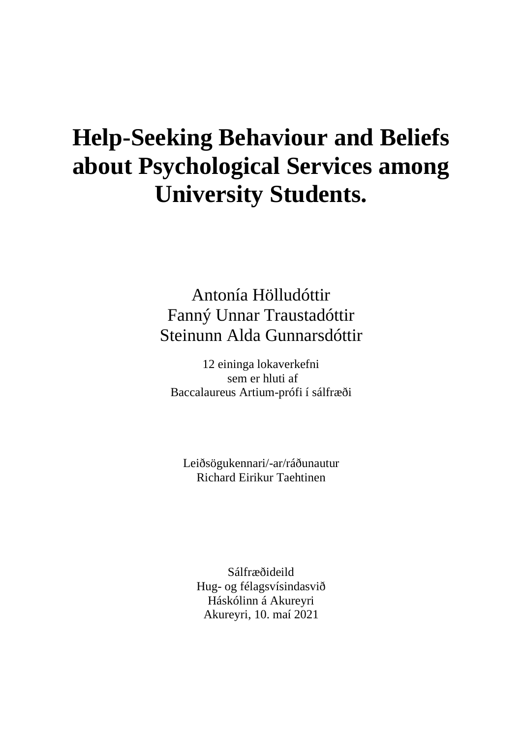# Help-Seeking Behaviour and Beliefs about Psychological Services among University Students.

Antonía Hölludóttir
Fanný Unnar Traustadóttir
Steinunn Alda Gunnarsdóttir

12 eininga lokaverkefni
sem er hluti af
Baccalaureus Artium-prófi í sálfræði

Leiðsögukennari/-ar/ráðunautur
Richard Eirikur Taehtinen

Sálfræðideild
Hug- og félagsvísindasvið
Háskólinn á Akureyri
Akureyri, 10. maí 2021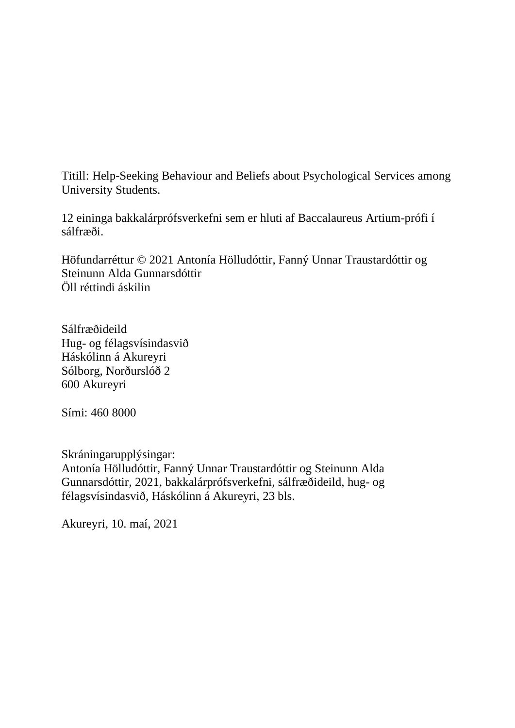Titill: Help-Seeking Behaviour and Beliefs about Psychological Services among University Students.

12 eininga bakkalárprófsverkefni sem er hluti af Baccalaureus Artium-prófi í sálfræði.

Höfundarréttur © 2021 Antonía Hölludóttir, Fanný Unnar Traustardóttir og Steinunn Alda Gunnarsdóttir
Öll réttindi áskilin

Sálfræðideild
Hug- og félagsvísindasvið
Háskólinn á Akureyri
Sólborg, Norðurslóð 2
600 Akureyri

Sími: 460 8000

Skráningarupplýsingar:
Antonía Hölludóttir, Fanný Unnar Traustardóttir og Steinunn Alda Gunnarsdóttir, 2021, bakkalárprófsverkefni, sálfræðideild, hug- og félagsvísindasvið, Háskólinn á Akureyri, 23 bls.

Akureyri, 10. maí, 2021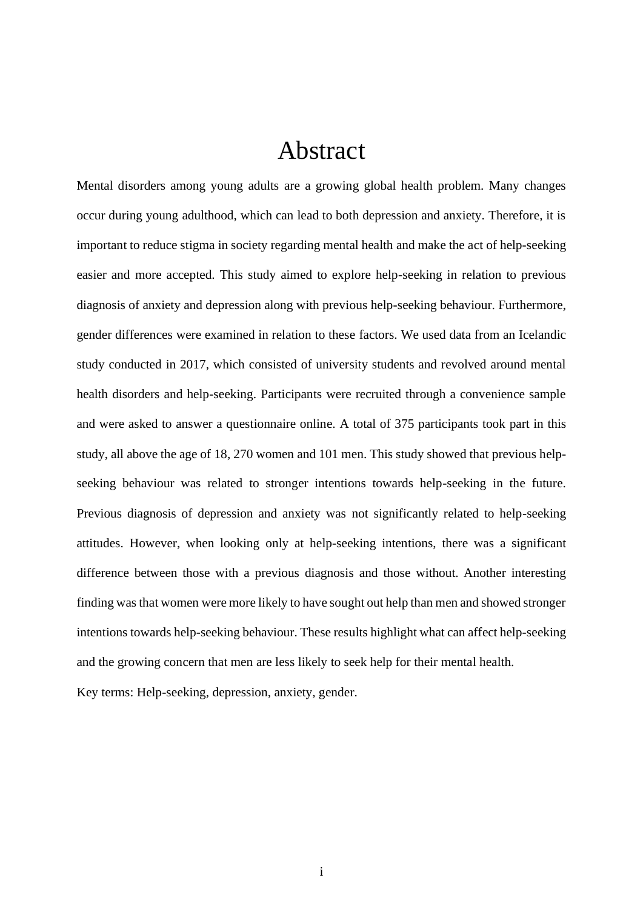# Abstract

Mental disorders among young adults are a growing global health problem. Many changes occur during young adulthood, which can lead to both depression and anxiety. Therefore, it is important to reduce stigma in society regarding mental health and make the act of help-seeking easier and more accepted. This study aimed to explore help-seeking in relation to previous diagnosis of anxiety and depression along with previous help-seeking behaviour. Furthermore, gender differences were examined in relation to these factors. We used data from an Icelandic study conducted in 2017, which consisted of university students and revolved around mental health disorders and help-seeking. Participants were recruited through a convenience sample and were asked to answer a questionnaire online. A total of 375 participants took part in this study, all above the age of 18, 270 women and 101 men. This study showed that previous help-seeking behaviour was related to stronger intentions towards help-seeking in the future. Previous diagnosis of depression and anxiety was not significantly related to help-seeking attitudes. However, when looking only at help-seeking intentions, there was a significant difference between those with a previous diagnosis and those without. Another interesting finding was that women were more likely to have sought out help than men and showed stronger intentions towards help-seeking behaviour. These results highlight what can affect help-seeking and the growing concern that men are less likely to seek help for their mental health.

Key terms: Help-seeking, depression, anxiety, gender.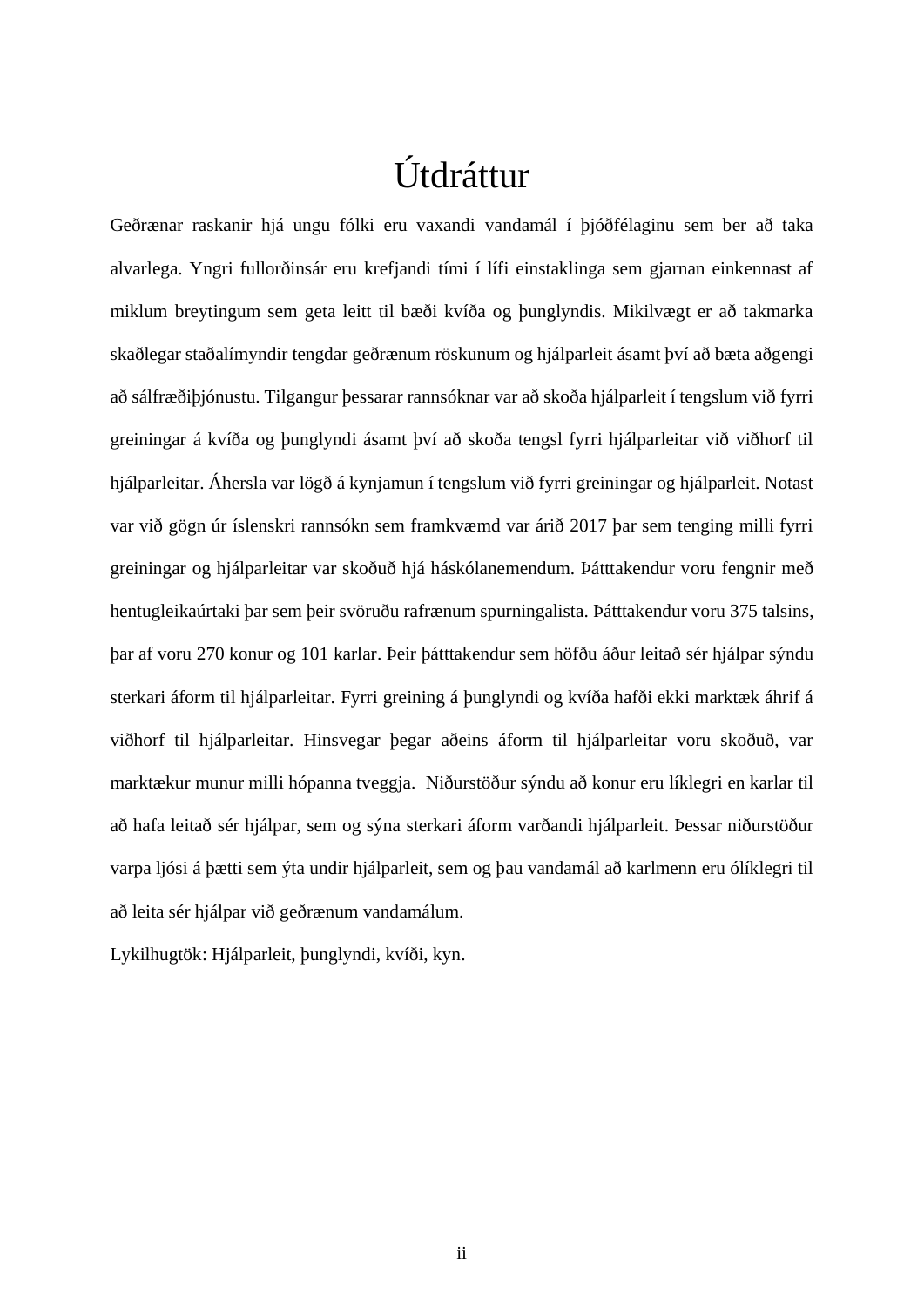# Útdráttur

Geðrænar raskanir hjá ungu fólki eru vaxandi vandamál í þjóðfélaginu sem ber að taka alvarlega. Yngri fullorðinsár eru krefjandi tími í lífi einstaklinga sem gjarnan einkennast af miklum breytingum sem geta leitt til bæði kvíða og þunglyndis. Mikilvægt er að takmarka skaðlegar staðalímyndir tengdar geðrænum röskunum og hjálparleit ásamt því að bæta aðgengi að sálfræðiþjónustu. Tilgangur þessarar rannsóknar var að skoða hjálparleit í tengslum við fyrri greiningar á kvíða og þunglyndi ásamt því að skoða tengsl fyrri hjálparleitar við viðhorf til hjálparleitar. Áhersla var lögð á kynjamun í tengslum við fyrri greiningar og hjálparleit. Notast var við gögn úr íslenskri rannsókn sem framkvæmd var árið 2017 þar sem tenging milli fyrri greiningar og hjálparleitar var skoðuð hjá háskólanemendum. Þátttakendur voru fengnir með hentugleikaúrtaki þar sem þeir svöruðu rafrænum spurningalista. Þátttakendur voru 375 talsins, þar af voru 270 konur og 101 karlar. Þeir þátttakendur sem höfðu áður leitað sér hjálpar sýndu sterkari áform til hjálparleitar. Fyrri greining á þunglyndi og kvíða hafði ekki marktæk áhrif á viðhorf til hjálparleitar. Hinsvegar þegar aðeins áform til hjálparleitar voru skoðuð, var marktækur munur milli hópanna tveggja. Niðurstöður sýndu að konur eru líklegri en karlar til að hafa leitað sér hjálpar, sem og sýna sterkari áform varðandi hjálparleit. Þessar niðurstöður varpa ljósi á þætti sem ýta undir hjálparleit, sem og þau vandamál að karlmenn eru ólíklegri til að leita sér hjálpar við geðrænum vandamálum.

Lykilhugtök: Hjálparleit, þunglyndi, kvíði, kyn.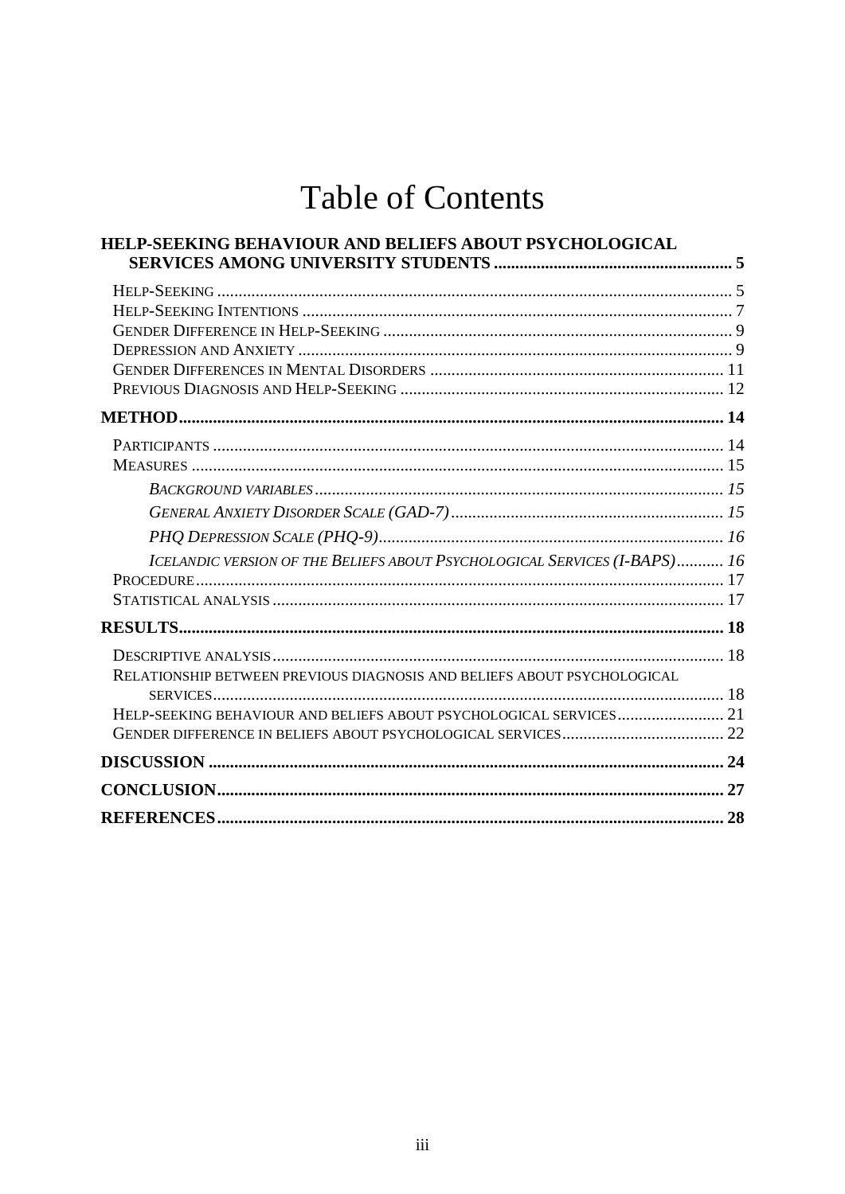# Table of Contents

**HELP-SEEKING BEHAVIOUR AND BELIEFS ABOUT PSYCHOLOGICAL SERVICES AMONG UNIVERSITY STUDENTS ........................................................ 5**

HELP-SEEKING ........................................................................................................................ 5
HELP-SEEKING INTENTIONS .................................................................................................... 7
GENDER DIFFERENCE IN HELP-SEEKING ................................................................................. 9
DEPRESSION AND ANXIETY ..................................................................................................... 9
GENDER DIFFERENCES IN MENTAL DISORDERS .................................................................... 11
PREVIOUS DIAGNOSIS AND HELP-SEEKING ............................................................................ 12

**METHOD................................................................................................................................ 14**

PARTICIPANTS ....................................................................................................................... 14
MEASURES ............................................................................................................................ 15
*BACKGROUND VARIABLES ................................................................................................ 15*
*GENERAL ANXIETY DISORDER SCALE (GAD-7) ................................................................ 15*
*PHQ DEPRESSION SCALE (PHQ-9) ................................................................................... 16*
*ICELANDIC VERSION OF THE BELIEFS ABOUT PSYCHOLOGICAL SERVICES (I-BAPS) ........... 16*
PROCEDURE ........................................................................................................................... 17
STATISTICAL ANALYSIS ......................................................................................................... 17

**RESULTS................................................................................................................................ 18**

DESCRIPTIVE ANALYSIS ......................................................................................................... 18
RELATIONSHIP BETWEEN PREVIOUS DIAGNOSIS AND BELIEFS ABOUT PSYCHOLOGICAL SERVICES ........................................................................................................................ 18
HELP-SEEKING BEHAVIOUR AND BELIEFS ABOUT PSYCHOLOGICAL SERVICES ......................... 21
GENDER DIFFERENCE IN BELIEFS ABOUT PSYCHOLOGICAL SERVICES ...................................... 22

**DISCUSSION ......................................................................................................................... 24**

**CONCLUSION....................................................................................................................... 27**

**REFERENCES....................................................................................................................... 28**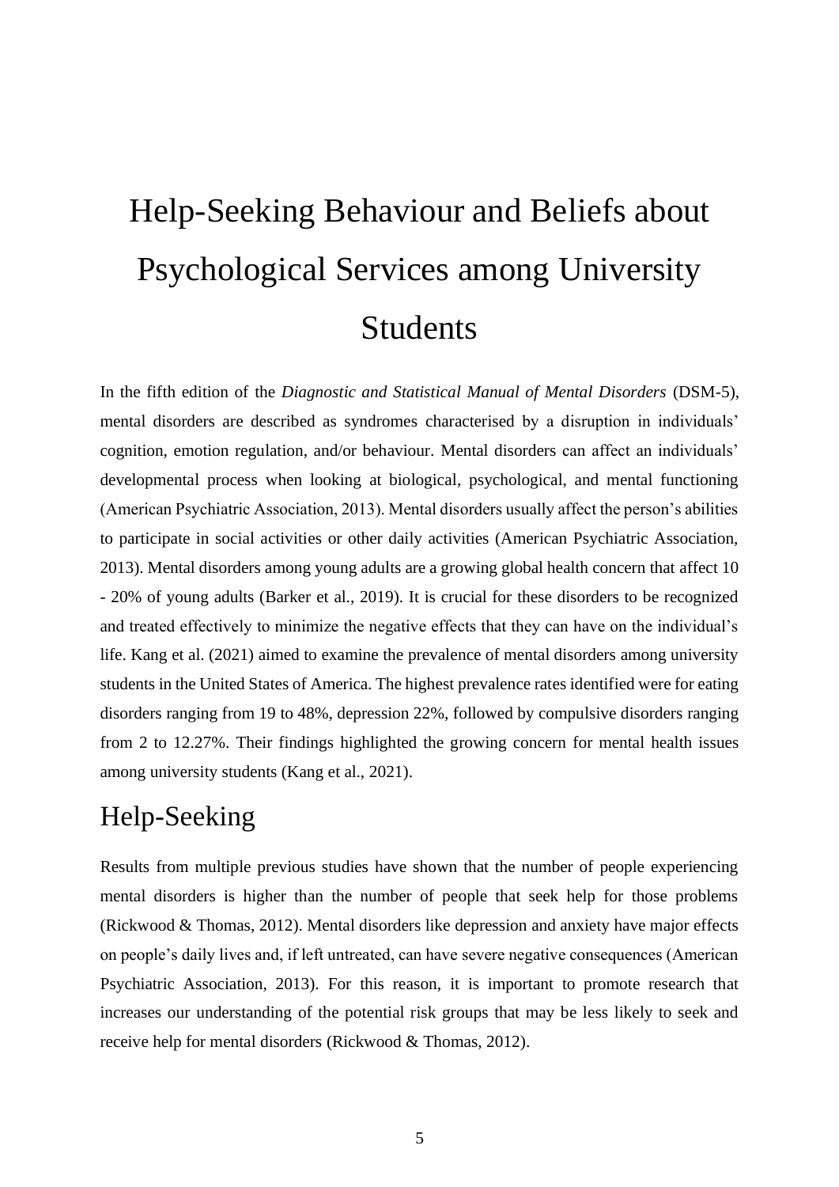# Help-Seeking Behaviour and Beliefs about Psychological Services among University Students

In the fifth edition of the *Diagnostic and Statistical Manual of Mental Disorders* (DSM-5), mental disorders are described as syndromes characterised by a disruption in individuals' cognition, emotion regulation, and/or behaviour. Mental disorders can affect an individuals' developmental process when looking at biological, psychological, and mental functioning (American Psychiatric Association, 2013). Mental disorders usually affect the person's abilities to participate in social activities or other daily activities (American Psychiatric Association, 2013). Mental disorders among young adults are a growing global health concern that affect 10 - 20% of young adults (Barker et al., 2019). It is crucial for these disorders to be recognized and treated effectively to minimize the negative effects that they can have on the individual's life. Kang et al. (2021) aimed to examine the prevalence of mental disorders among university students in the United States of America. The highest prevalence rates identified were for eating disorders ranging from 19 to 48%, depression 22%, followed by compulsive disorders ranging from 2 to 12.27%. Their findings highlighted the growing concern for mental health issues among university students (Kang et al., 2021).

## Help-Seeking

Results from multiple previous studies have shown that the number of people experiencing mental disorders is higher than the number of people that seek help for those problems (Rickwood & Thomas, 2012). Mental disorders like depression and anxiety have major effects on people's daily lives and, if left untreated, can have severe negative consequences (American Psychiatric Association, 2013). For this reason, it is important to promote research that increases our understanding of the potential risk groups that may be less likely to seek and receive help for mental disorders (Rickwood & Thomas, 2012).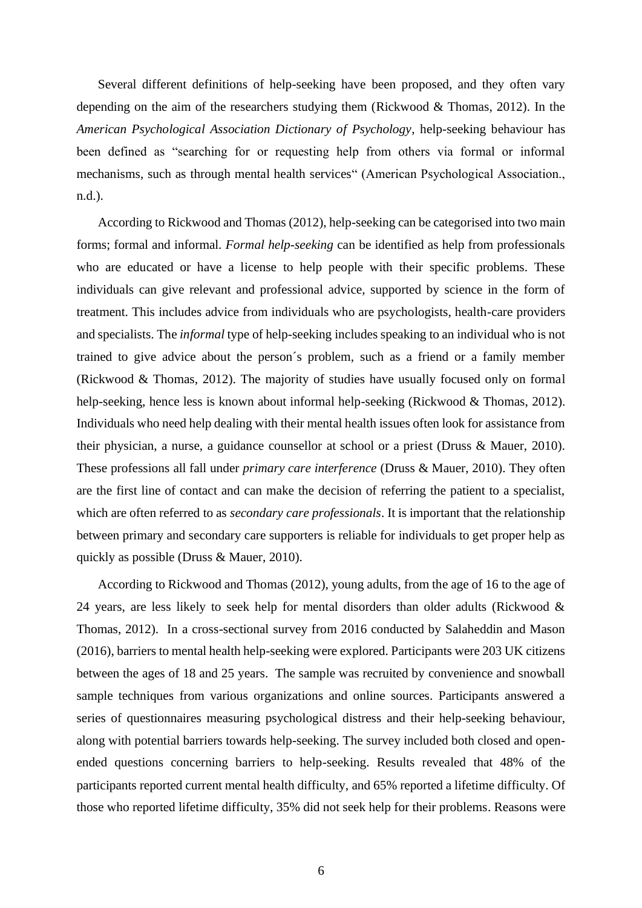Several different definitions of help-seeking have been proposed, and they often vary depending on the aim of the researchers studying them (Rickwood & Thomas, 2012). In the *American Psychological Association Dictionary of Psychology*, help-seeking behaviour has been defined as "searching for or requesting help from others via formal or informal mechanisms, such as through mental health services" (American Psychological Association., n.d.).

According to Rickwood and Thomas (2012), help-seeking can be categorised into two main forms; formal and informal. *Formal help-seeking* can be identified as help from professionals who are educated or have a license to help people with their specific problems. These individuals can give relevant and professional advice, supported by science in the form of treatment. This includes advice from individuals who are psychologists, health-care providers and specialists. The *informal* type of help-seeking includes speaking to an individual who is not trained to give advice about the person´s problem, such as a friend or a family member (Rickwood & Thomas, 2012). The majority of studies have usually focused only on formal help-seeking, hence less is known about informal help-seeking (Rickwood & Thomas, 2012). Individuals who need help dealing with their mental health issues often look for assistance from their physician, a nurse, a guidance counsellor at school or a priest (Druss & Mauer, 2010). These professions all fall under *primary care interference* (Druss & Mauer, 2010). They often are the first line of contact and can make the decision of referring the patient to a specialist, which are often referred to as *secondary care professionals*. It is important that the relationship between primary and secondary care supporters is reliable for individuals to get proper help as quickly as possible (Druss & Mauer, 2010).

According to Rickwood and Thomas (2012), young adults, from the age of 16 to the age of 24 years, are less likely to seek help for mental disorders than older adults (Rickwood & Thomas, 2012). In a cross-sectional survey from 2016 conducted by Salaheddin and Mason (2016), barriers to mental health help-seeking were explored. Participants were 203 UK citizens between the ages of 18 and 25 years. The sample was recruited by convenience and snowball sample techniques from various organizations and online sources. Participants answered a series of questionnaires measuring psychological distress and their help-seeking behaviour, along with potential barriers towards help-seeking. The survey included both closed and open-ended questions concerning barriers to help-seeking. Results revealed that 48% of the participants reported current mental health difficulty, and 65% reported a lifetime difficulty. Of those who reported lifetime difficulty, 35% did not seek help for their problems. Reasons were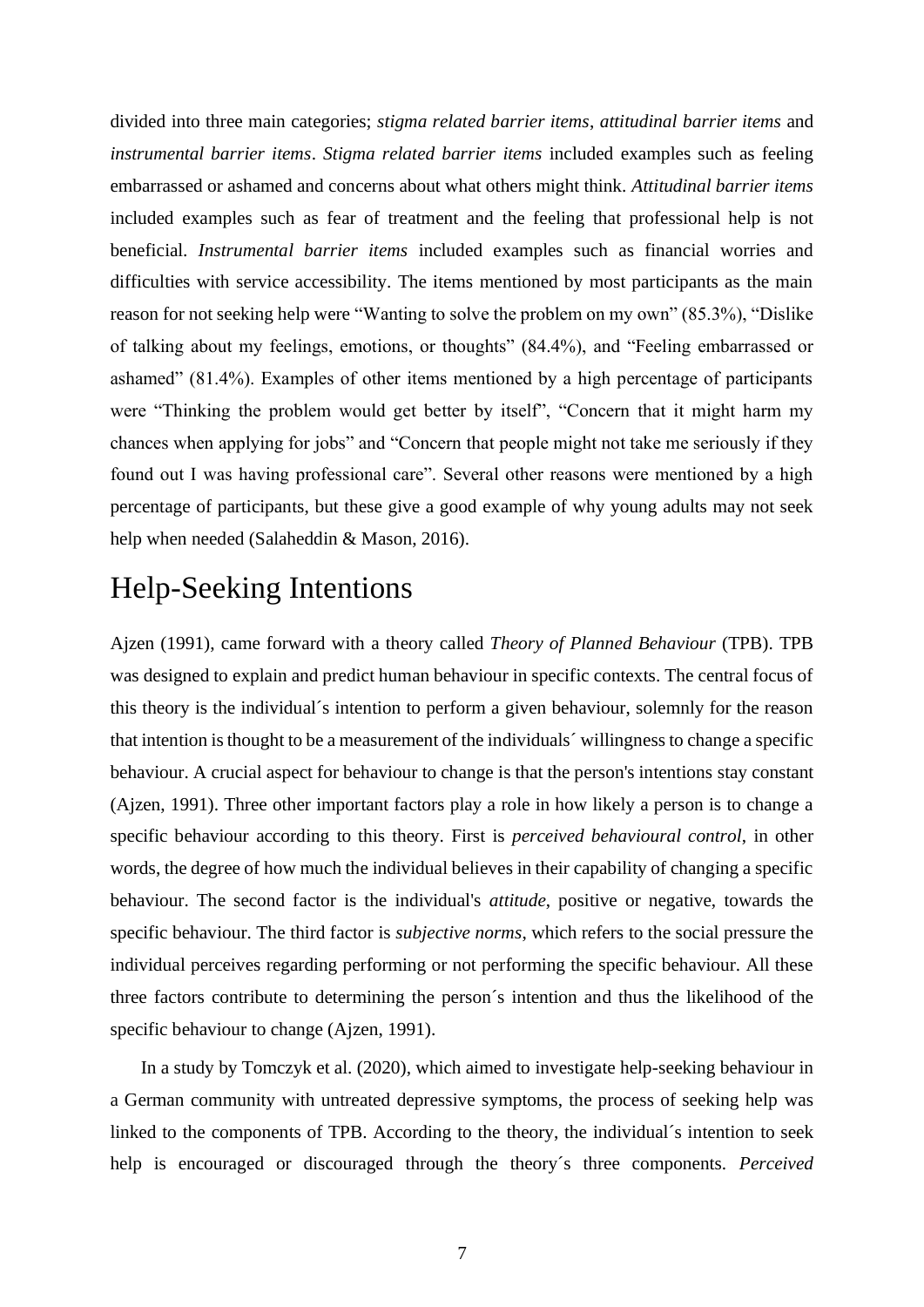divided into three main categories; *stigma related barrier items*, *attitudinal barrier items* and *instrumental barrier items*. *Stigma related barrier items* included examples such as feeling embarrassed or ashamed and concerns about what others might think. *Attitudinal barrier items* included examples such as fear of treatment and the feeling that professional help is not beneficial. *Instrumental barrier items* included examples such as financial worries and difficulties with service accessibility. The items mentioned by most participants as the main reason for not seeking help were "Wanting to solve the problem on my own" (85.3%), "Dislike of talking about my feelings, emotions, or thoughts" (84.4%), and "Feeling embarrassed or ashamed" (81.4%). Examples of other items mentioned by a high percentage of participants were "Thinking the problem would get better by itself", "Concern that it might harm my chances when applying for jobs" and "Concern that people might not take me seriously if they found out I was having professional care". Several other reasons were mentioned by a high percentage of participants, but these give a good example of why young adults may not seek help when needed (Salaheddin & Mason, 2016).

# Help-Seeking Intentions

Ajzen (1991), came forward with a theory called *Theory of Planned Behaviour* (TPB). TPB was designed to explain and predict human behaviour in specific contexts. The central focus of this theory is the individual´s intention to perform a given behaviour, solemnly for the reason that intention is thought to be a measurement of the individuals´ willingness to change a specific behaviour. A crucial aspect for behaviour to change is that the person's intentions stay constant (Ajzen, 1991). Three other important factors play a role in how likely a person is to change a specific behaviour according to this theory. First is *perceived behavioural control*, in other words, the degree of how much the individual believes in their capability of changing a specific behaviour. The second factor is the individual's *attitude*, positive or negative, towards the specific behaviour. The third factor is *subjective norms*, which refers to the social pressure the individual perceives regarding performing or not performing the specific behaviour. All these three factors contribute to determining the person´s intention and thus the likelihood of the specific behaviour to change (Ajzen, 1991).

In a study by Tomczyk et al. (2020), which aimed to investigate help-seeking behaviour in a German community with untreated depressive symptoms, the process of seeking help was linked to the components of TPB. According to the theory, the individual´s intention to seek help is encouraged or discouraged through the theory´s three components. *Perceived*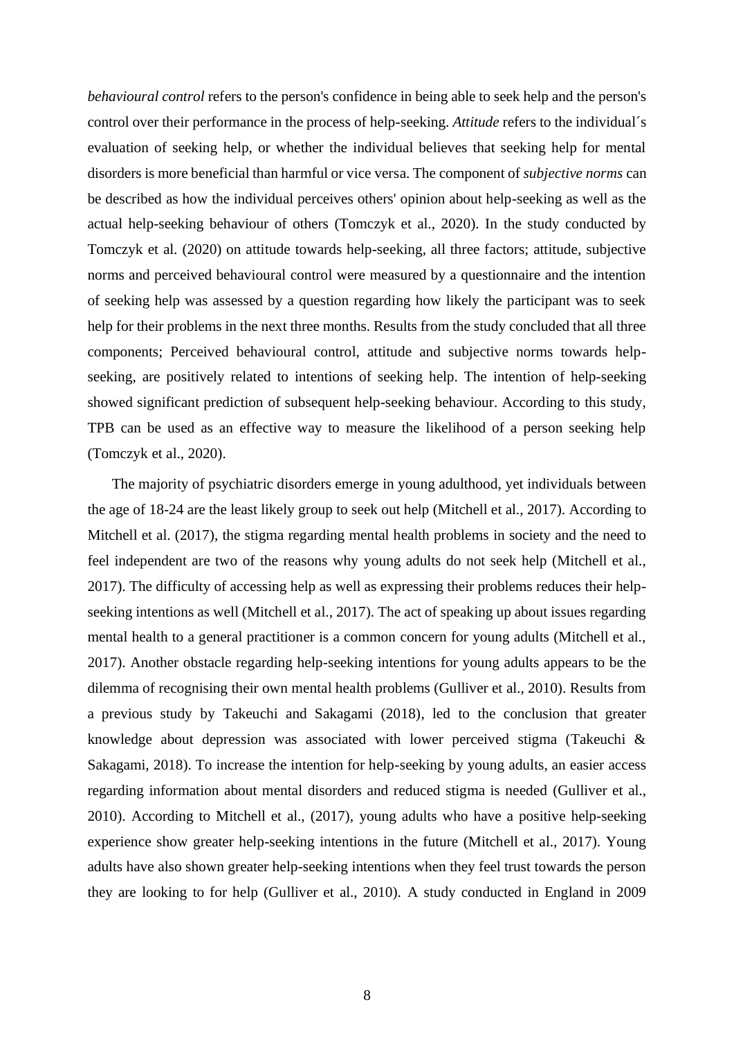*behavioural control* refers to the person's confidence in being able to seek help and the person's control over their performance in the process of help-seeking. *Attitude* refers to the individual´s evaluation of seeking help, or whether the individual believes that seeking help for mental disorders is more beneficial than harmful or vice versa. The component of *subjective norms* can be described as how the individual perceives others' opinion about help-seeking as well as the actual help-seeking behaviour of others (Tomczyk et al., 2020). In the study conducted by Tomczyk et al. (2020) on attitude towards help-seeking, all three factors; attitude, subjective norms and perceived behavioural control were measured by a questionnaire and the intention of seeking help was assessed by a question regarding how likely the participant was to seek help for their problems in the next three months. Results from the study concluded that all three components; Perceived behavioural control, attitude and subjective norms towards help-seeking, are positively related to intentions of seeking help. The intention of help-seeking showed significant prediction of subsequent help-seeking behaviour. According to this study, TPB can be used as an effective way to measure the likelihood of a person seeking help (Tomczyk et al., 2020).

The majority of psychiatric disorders emerge in young adulthood, yet individuals between the age of 18-24 are the least likely group to seek out help (Mitchell et al., 2017). According to Mitchell et al. (2017), the stigma regarding mental health problems in society and the need to feel independent are two of the reasons why young adults do not seek help (Mitchell et al., 2017). The difficulty of accessing help as well as expressing their problems reduces their help-seeking intentions as well (Mitchell et al., 2017). The act of speaking up about issues regarding mental health to a general practitioner is a common concern for young adults (Mitchell et al., 2017). Another obstacle regarding help-seeking intentions for young adults appears to be the dilemma of recognising their own mental health problems (Gulliver et al., 2010). Results from a previous study by Takeuchi and Sakagami (2018), led to the conclusion that greater knowledge about depression was associated with lower perceived stigma (Takeuchi & Sakagami, 2018). To increase the intention for help-seeking by young adults, an easier access regarding information about mental disorders and reduced stigma is needed (Gulliver et al., 2010). According to Mitchell et al., (2017), young adults who have a positive help-seeking experience show greater help-seeking intentions in the future (Mitchell et al., 2017). Young adults have also shown greater help-seeking intentions when they feel trust towards the person they are looking to for help (Gulliver et al., 2010). A study conducted in England in 2009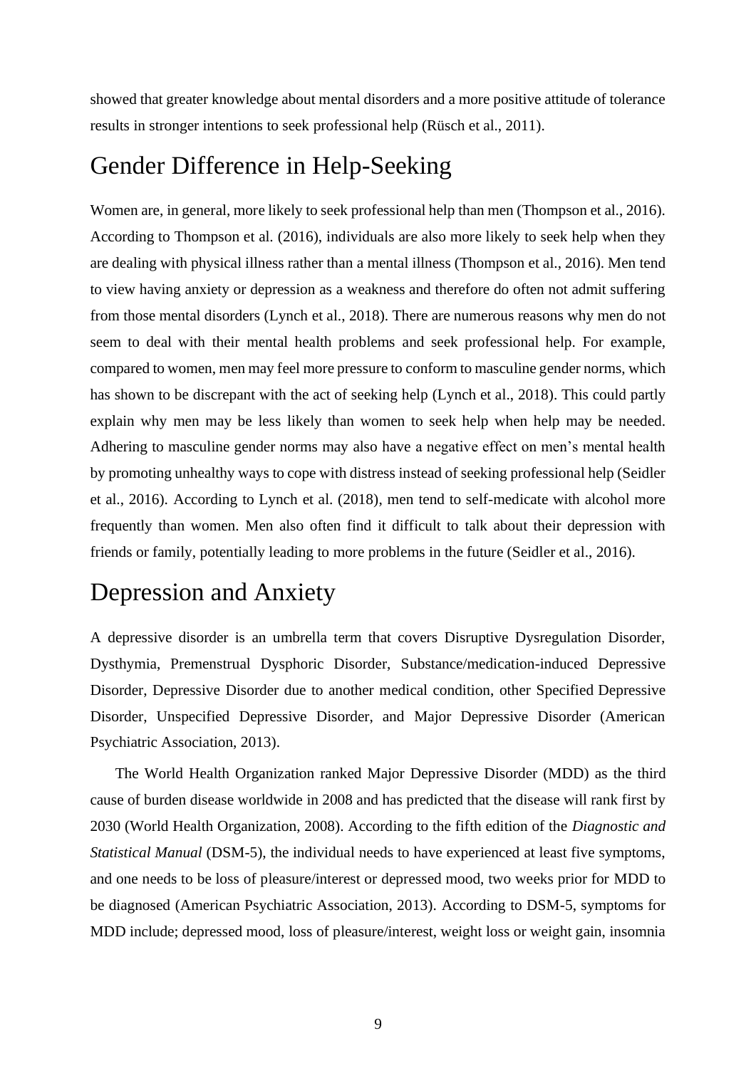showed that greater knowledge about mental disorders and a more positive attitude of tolerance results in stronger intentions to seek professional help (Rüsch et al., 2011).

# Gender Difference in Help-Seeking

Women are, in general, more likely to seek professional help than men (Thompson et al., 2016). According to Thompson et al. (2016), individuals are also more likely to seek help when they are dealing with physical illness rather than a mental illness (Thompson et al., 2016). Men tend to view having anxiety or depression as a weakness and therefore do often not admit suffering from those mental disorders (Lynch et al., 2018). There are numerous reasons why men do not seem to deal with their mental health problems and seek professional help. For example, compared to women, men may feel more pressure to conform to masculine gender norms, which has shown to be discrepant with the act of seeking help (Lynch et al., 2018). This could partly explain why men may be less likely than women to seek help when help may be needed. Adhering to masculine gender norms may also have a negative effect on men's mental health by promoting unhealthy ways to cope with distress instead of seeking professional help (Seidler et al., 2016). According to Lynch et al. (2018), men tend to self-medicate with alcohol more frequently than women. Men also often find it difficult to talk about their depression with friends or family, potentially leading to more problems in the future (Seidler et al., 2016).

# Depression and Anxiety

A depressive disorder is an umbrella term that covers Disruptive Dysregulation Disorder, Dysthymia, Premenstrual Dysphoric Disorder, Substance/medication-induced Depressive Disorder, Depressive Disorder due to another medical condition, other Specified Depressive Disorder, Unspecified Depressive Disorder, and Major Depressive Disorder (American Psychiatric Association, 2013).

The World Health Organization ranked Major Depressive Disorder (MDD) as the third cause of burden disease worldwide in 2008 and has predicted that the disease will rank first by 2030 (World Health Organization, 2008). According to the fifth edition of the *Diagnostic and Statistical Manual* (DSM-5), the individual needs to have experienced at least five symptoms, and one needs to be loss of pleasure/interest or depressed mood, two weeks prior for MDD to be diagnosed (American Psychiatric Association, 2013). According to DSM-5, symptoms for MDD include; depressed mood, loss of pleasure/interest, weight loss or weight gain, insomnia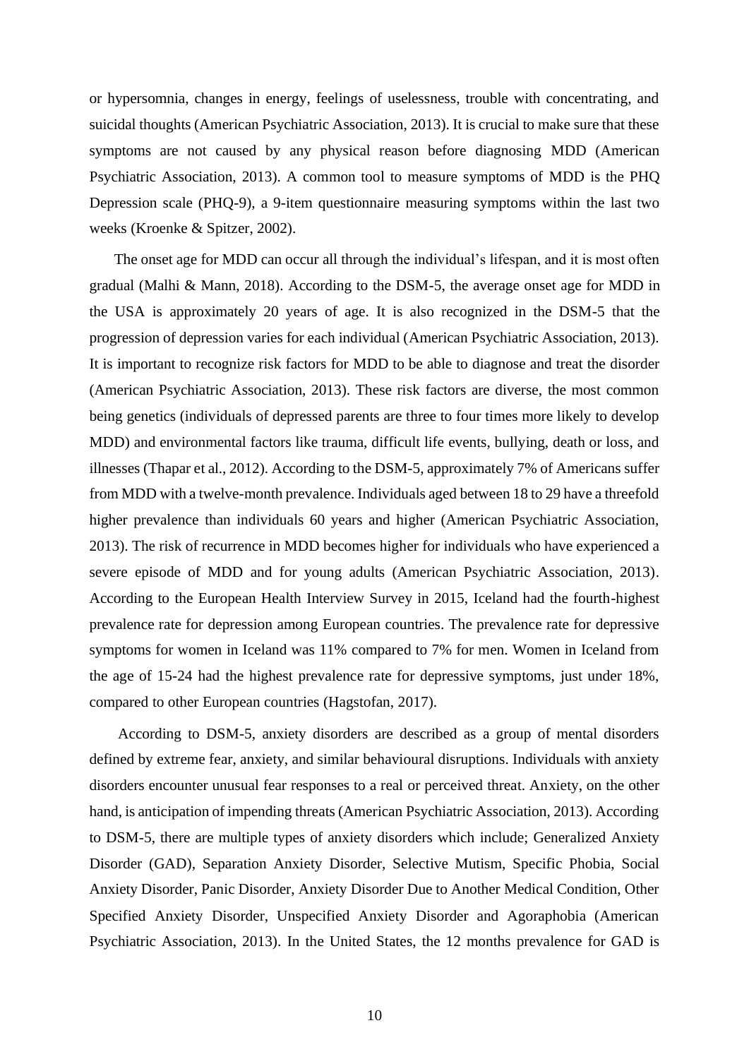or hypersomnia, changes in energy, feelings of uselessness, trouble with concentrating, and suicidal thoughts (American Psychiatric Association, 2013). It is crucial to make sure that these symptoms are not caused by any physical reason before diagnosing MDD (American Psychiatric Association, 2013). A common tool to measure symptoms of MDD is the PHQ Depression scale (PHQ-9), a 9-item questionnaire measuring symptoms within the last two weeks (Kroenke & Spitzer, 2002).

The onset age for MDD can occur all through the individual's lifespan, and it is most often gradual (Malhi & Mann, 2018). According to the DSM-5, the average onset age for MDD in the USA is approximately 20 years of age. It is also recognized in the DSM-5 that the progression of depression varies for each individual (American Psychiatric Association, 2013). It is important to recognize risk factors for MDD to be able to diagnose and treat the disorder (American Psychiatric Association, 2013). These risk factors are diverse, the most common being genetics (individuals of depressed parents are three to four times more likely to develop MDD) and environmental factors like trauma, difficult life events, bullying, death or loss, and illnesses (Thapar et al., 2012). According to the DSM-5, approximately 7% of Americans suffer from MDD with a twelve-month prevalence. Individuals aged between 18 to 29 have a threefold higher prevalence than individuals 60 years and higher (American Psychiatric Association, 2013). The risk of recurrence in MDD becomes higher for individuals who have experienced a severe episode of MDD and for young adults (American Psychiatric Association, 2013). According to the European Health Interview Survey in 2015, Iceland had the fourth-highest prevalence rate for depression among European countries. The prevalence rate for depressive symptoms for women in Iceland was 11% compared to 7% for men. Women in Iceland from the age of 15-24 had the highest prevalence rate for depressive symptoms, just under 18%, compared to other European countries (Hagstofan, 2017).

According to DSM-5, anxiety disorders are described as a group of mental disorders defined by extreme fear, anxiety, and similar behavioural disruptions. Individuals with anxiety disorders encounter unusual fear responses to a real or perceived threat. Anxiety, on the other hand, is anticipation of impending threats (American Psychiatric Association, 2013). According to DSM-5, there are multiple types of anxiety disorders which include; Generalized Anxiety Disorder (GAD), Separation Anxiety Disorder, Selective Mutism, Specific Phobia, Social Anxiety Disorder, Panic Disorder, Anxiety Disorder Due to Another Medical Condition, Other Specified Anxiety Disorder, Unspecified Anxiety Disorder and Agoraphobia (American Psychiatric Association, 2013). In the United States, the 12 months prevalence for GAD is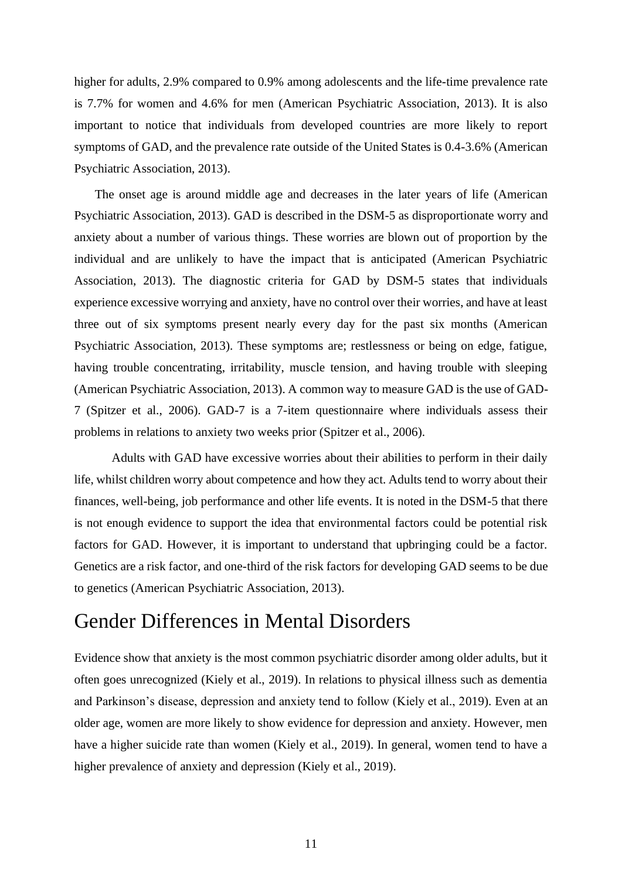higher for adults, 2.9% compared to 0.9% among adolescents and the life-time prevalence rate is 7.7% for women and 4.6% for men (American Psychiatric Association, 2013). It is also important to notice that individuals from developed countries are more likely to report symptoms of GAD, and the prevalence rate outside of the United States is 0.4-3.6% (American Psychiatric Association, 2013).

The onset age is around middle age and decreases in the later years of life (American Psychiatric Association, 2013). GAD is described in the DSM-5 as disproportionate worry and anxiety about a number of various things. These worries are blown out of proportion by the individual and are unlikely to have the impact that is anticipated (American Psychiatric Association, 2013). The diagnostic criteria for GAD by DSM-5 states that individuals experience excessive worrying and anxiety, have no control over their worries, and have at least three out of six symptoms present nearly every day for the past six months (American Psychiatric Association, 2013). These symptoms are; restlessness or being on edge, fatigue, having trouble concentrating, irritability, muscle tension, and having trouble with sleeping (American Psychiatric Association, 2013). A common way to measure GAD is the use of GAD-7 (Spitzer et al., 2006). GAD-7 is a 7-item questionnaire where individuals assess their problems in relations to anxiety two weeks prior (Spitzer et al., 2006).

Adults with GAD have excessive worries about their abilities to perform in their daily life, whilst children worry about competence and how they act. Adults tend to worry about their finances, well-being, job performance and other life events. It is noted in the DSM-5 that there is not enough evidence to support the idea that environmental factors could be potential risk factors for GAD. However, it is important to understand that upbringing could be a factor. Genetics are a risk factor, and one-third of the risk factors for developing GAD seems to be due to genetics (American Psychiatric Association, 2013).

# Gender Differences in Mental Disorders

Evidence show that anxiety is the most common psychiatric disorder among older adults, but it often goes unrecognized (Kiely et al., 2019). In relations to physical illness such as dementia and Parkinson's disease, depression and anxiety tend to follow (Kiely et al., 2019). Even at an older age, women are more likely to show evidence for depression and anxiety. However, men have a higher suicide rate than women (Kiely et al., 2019). In general, women tend to have a higher prevalence of anxiety and depression (Kiely et al., 2019).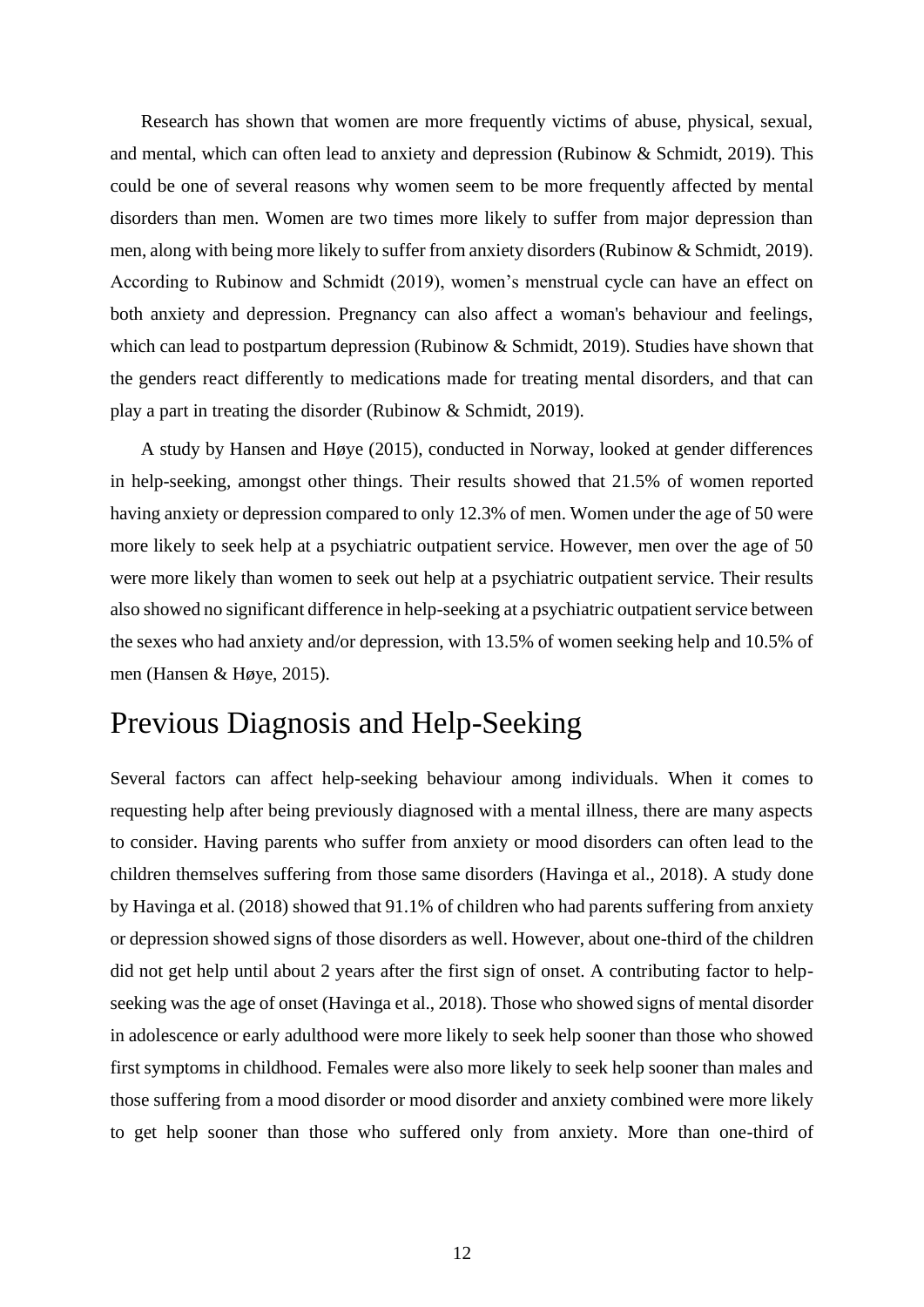Research has shown that women are more frequently victims of abuse, physical, sexual, and mental, which can often lead to anxiety and depression (Rubinow & Schmidt, 2019). This could be one of several reasons why women seem to be more frequently affected by mental disorders than men. Women are two times more likely to suffer from major depression than men, along with being more likely to suffer from anxiety disorders (Rubinow & Schmidt, 2019). According to Rubinow and Schmidt (2019), women's menstrual cycle can have an effect on both anxiety and depression. Pregnancy can also affect a woman's behaviour and feelings, which can lead to postpartum depression (Rubinow & Schmidt, 2019). Studies have shown that the genders react differently to medications made for treating mental disorders, and that can play a part in treating the disorder (Rubinow & Schmidt, 2019).

A study by Hansen and Høye (2015), conducted in Norway, looked at gender differences in help-seeking, amongst other things. Their results showed that 21.5% of women reported having anxiety or depression compared to only 12.3% of men. Women under the age of 50 were more likely to seek help at a psychiatric outpatient service. However, men over the age of 50 were more likely than women to seek out help at a psychiatric outpatient service. Their results also showed no significant difference in help-seeking at a psychiatric outpatient service between the sexes who had anxiety and/or depression, with 13.5% of women seeking help and 10.5% of men (Hansen & Høye, 2015).

# Previous Diagnosis and Help-Seeking

Several factors can affect help-seeking behaviour among individuals. When it comes to requesting help after being previously diagnosed with a mental illness, there are many aspects to consider. Having parents who suffer from anxiety or mood disorders can often lead to the children themselves suffering from those same disorders (Havinga et al., 2018). A study done by Havinga et al. (2018) showed that 91.1% of children who had parents suffering from anxiety or depression showed signs of those disorders as well. However, about one-third of the children did not get help until about 2 years after the first sign of onset. A contributing factor to help-seeking was the age of onset (Havinga et al., 2018). Those who showed signs of mental disorder in adolescence or early adulthood were more likely to seek help sooner than those who showed first symptoms in childhood. Females were also more likely to seek help sooner than males and those suffering from a mood disorder or mood disorder and anxiety combined were more likely to get help sooner than those who suffered only from anxiety. More than one-third of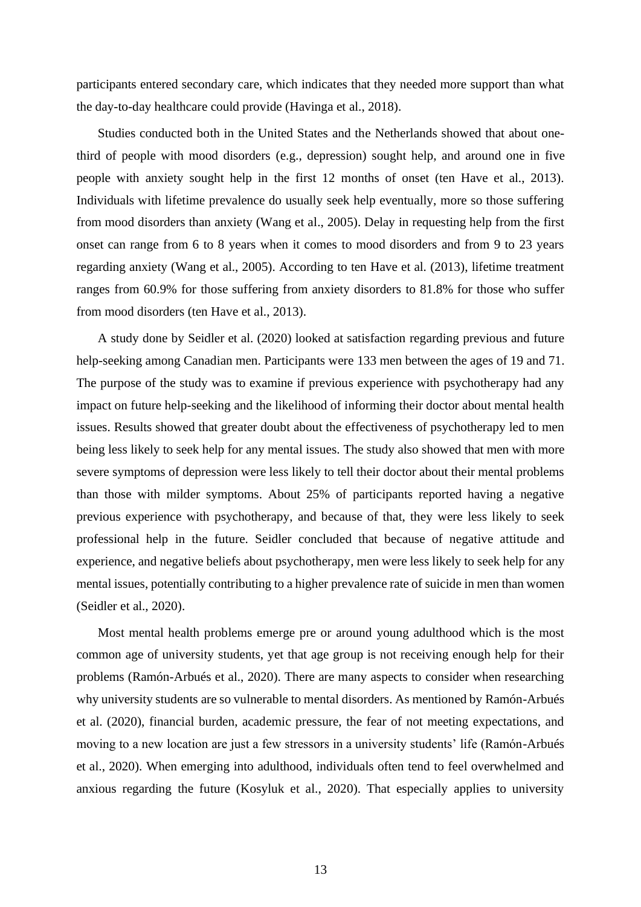participants entered secondary care, which indicates that they needed more support than what the day-to-day healthcare could provide (Havinga et al., 2018).

Studies conducted both in the United States and the Netherlands showed that about one-third of people with mood disorders (e.g., depression) sought help, and around one in five people with anxiety sought help in the first 12 months of onset (ten Have et al., 2013). Individuals with lifetime prevalence do usually seek help eventually, more so those suffering from mood disorders than anxiety (Wang et al., 2005). Delay in requesting help from the first onset can range from 6 to 8 years when it comes to mood disorders and from 9 to 23 years regarding anxiety (Wang et al., 2005). According to ten Have et al. (2013), lifetime treatment ranges from 60.9% for those suffering from anxiety disorders to 81.8% for those who suffer from mood disorders (ten Have et al., 2013).

A study done by Seidler et al. (2020) looked at satisfaction regarding previous and future help-seeking among Canadian men. Participants were 133 men between the ages of 19 and 71. The purpose of the study was to examine if previous experience with psychotherapy had any impact on future help-seeking and the likelihood of informing their doctor about mental health issues. Results showed that greater doubt about the effectiveness of psychotherapy led to men being less likely to seek help for any mental issues. The study also showed that men with more severe symptoms of depression were less likely to tell their doctor about their mental problems than those with milder symptoms. About 25% of participants reported having a negative previous experience with psychotherapy, and because of that, they were less likely to seek professional help in the future. Seidler concluded that because of negative attitude and experience, and negative beliefs about psychotherapy, men were less likely to seek help for any mental issues, potentially contributing to a higher prevalence rate of suicide in men than women (Seidler et al., 2020).

Most mental health problems emerge pre or around young adulthood which is the most common age of university students, yet that age group is not receiving enough help for their problems (Ramón-Arbués et al., 2020). There are many aspects to consider when researching why university students are so vulnerable to mental disorders. As mentioned by Ramón-Arbués et al. (2020), financial burden, academic pressure, the fear of not meeting expectations, and moving to a new location are just a few stressors in a university students' life (Ramón-Arbués et al., 2020). When emerging into adulthood, individuals often tend to feel overwhelmed and anxious regarding the future (Kosyluk et al., 2020). That especially applies to university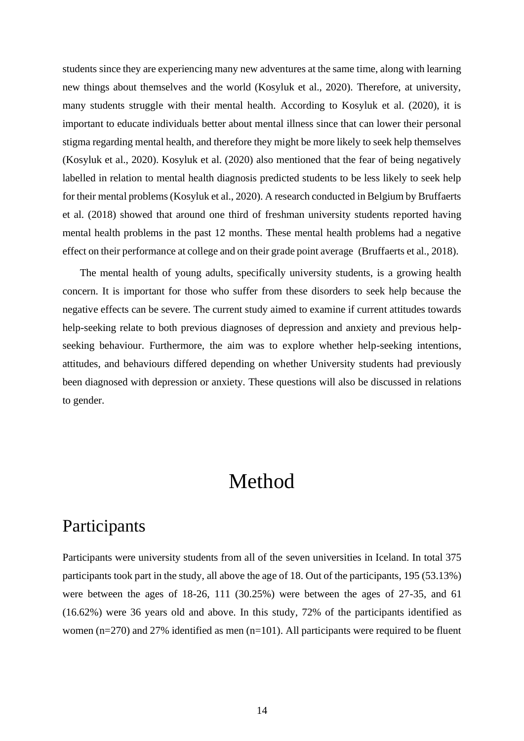students since they are experiencing many new adventures at the same time, along with learning new things about themselves and the world (Kosyluk et al., 2020). Therefore, at university, many students struggle with their mental health. According to Kosyluk et al. (2020), it is important to educate individuals better about mental illness since that can lower their personal stigma regarding mental health, and therefore they might be more likely to seek help themselves (Kosyluk et al., 2020). Kosyluk et al. (2020) also mentioned that the fear of being negatively labelled in relation to mental health diagnosis predicted students to be less likely to seek help for their mental problems (Kosyluk et al., 2020). A research conducted in Belgium by Bruffaerts et al. (2018) showed that around one third of freshman university students reported having mental health problems in the past 12 months. These mental health problems had a negative effect on their performance at college and on their grade point average (Bruffaerts et al., 2018).

The mental health of young adults, specifically university students, is a growing health concern. It is important for those who suffer from these disorders to seek help because the negative effects can be severe. The current study aimed to examine if current attitudes towards help-seeking relate to both previous diagnoses of depression and anxiety and previous help-seeking behaviour. Furthermore, the aim was to explore whether help-seeking intentions, attitudes, and behaviours differed depending on whether University students had previously been diagnosed with depression or anxiety. These questions will also be discussed in relations to gender.

# Method

## Participants

Participants were university students from all of the seven universities in Iceland. In total 375 participants took part in the study, all above the age of 18. Out of the participants, 195 (53.13%) were between the ages of 18-26, 111 (30.25%) were between the ages of 27-35, and 61 (16.62%) were 36 years old and above. In this study, 72% of the participants identified as women (n=270) and 27% identified as men (n=101). All participants were required to be fluent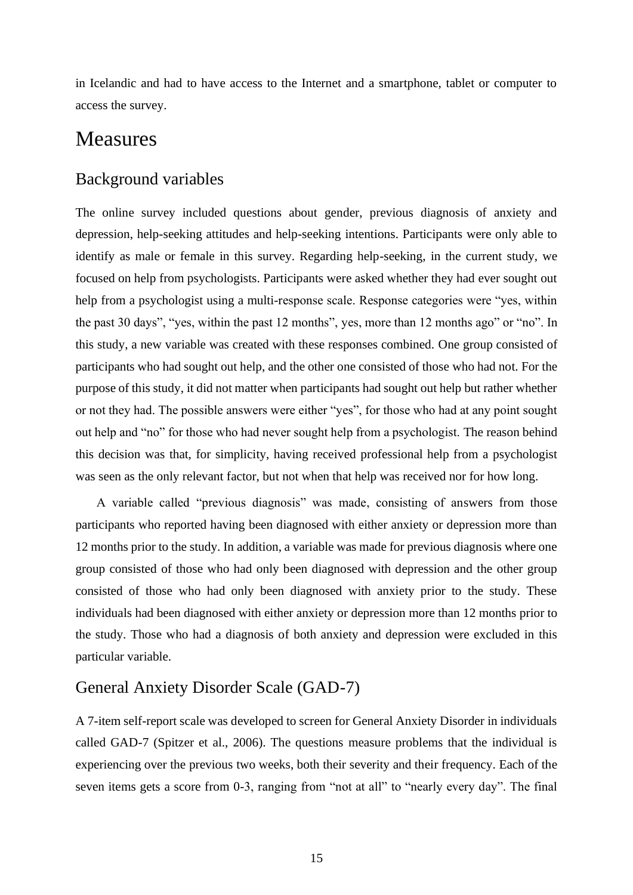in Icelandic and had to have access to the Internet and a smartphone, tablet or computer to access the survey.

# Measures

## Background variables

The online survey included questions about gender, previous diagnosis of anxiety and depression, help-seeking attitudes and help-seeking intentions. Participants were only able to identify as male or female in this survey. Regarding help-seeking, in the current study, we focused on help from psychologists. Participants were asked whether they had ever sought out help from a psychologist using a multi-response scale. Response categories were "yes, within the past 30 days", "yes, within the past 12 months", yes, more than 12 months ago" or "no". In this study, a new variable was created with these responses combined. One group consisted of participants who had sought out help, and the other one consisted of those who had not. For the purpose of this study, it did not matter when participants had sought out help but rather whether or not they had. The possible answers were either "yes", for those who had at any point sought out help and "no" for those who had never sought help from a psychologist. The reason behind this decision was that, for simplicity, having received professional help from a psychologist was seen as the only relevant factor, but not when that help was received nor for how long.

A variable called "previous diagnosis" was made, consisting of answers from those participants who reported having been diagnosed with either anxiety or depression more than 12 months prior to the study. In addition, a variable was made for previous diagnosis where one group consisted of those who had only been diagnosed with depression and the other group consisted of those who had only been diagnosed with anxiety prior to the study. These individuals had been diagnosed with either anxiety or depression more than 12 months prior to the study. Those who had a diagnosis of both anxiety and depression were excluded in this particular variable.

## General Anxiety Disorder Scale (GAD-7)

A 7-item self-report scale was developed to screen for General Anxiety Disorder in individuals called GAD-7 (Spitzer et al., 2006). The questions measure problems that the individual is experiencing over the previous two weeks, both their severity and their frequency. Each of the seven items gets a score from 0-3, ranging from "not at all" to "nearly every day". The final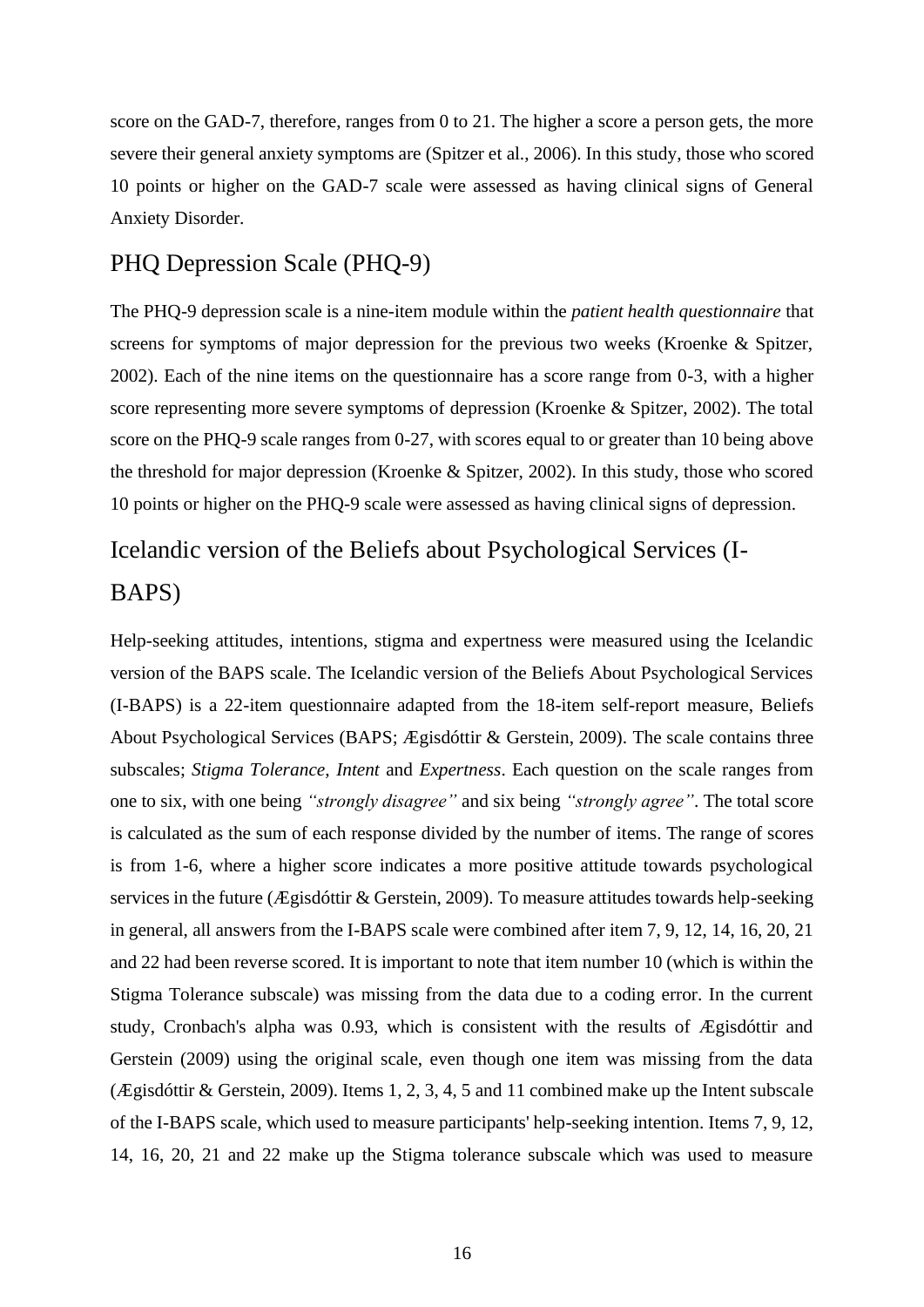score on the GAD-7, therefore, ranges from 0 to 21. The higher a score a person gets, the more severe their general anxiety symptoms are (Spitzer et al., 2006). In this study, those who scored 10 points or higher on the GAD-7 scale were assessed as having clinical signs of General Anxiety Disorder.

## PHQ Depression Scale (PHQ-9)

The PHQ-9 depression scale is a nine-item module within the *patient health questionnaire* that screens for symptoms of major depression for the previous two weeks (Kroenke & Spitzer, 2002). Each of the nine items on the questionnaire has a score range from 0-3, with a higher score representing more severe symptoms of depression (Kroenke & Spitzer, 2002). The total score on the PHQ-9 scale ranges from 0-27, with scores equal to or greater than 10 being above the threshold for major depression (Kroenke & Spitzer, 2002). In this study, those who scored 10 points or higher on the PHQ-9 scale were assessed as having clinical signs of depression.

## Icelandic version of the Beliefs about Psychological Services (I-BAPS)

Help-seeking attitudes, intentions, stigma and expertness were measured using the Icelandic version of the BAPS scale. The Icelandic version of the Beliefs About Psychological Services (I-BAPS) is a 22-item questionnaire adapted from the 18-item self-report measure, Beliefs About Psychological Services (BAPS; Ægisdóttir & Gerstein, 2009). The scale contains three subscales; *Stigma Tolerance*, *Intent* and *Expertness*. Each question on the scale ranges from one to six, with one being *"strongly disagree"* and six being *"strongly agree"*. The total score is calculated as the sum of each response divided by the number of items. The range of scores is from 1-6, where a higher score indicates a more positive attitude towards psychological services in the future (Ægisdóttir & Gerstein, 2009). To measure attitudes towards help-seeking in general, all answers from the I-BAPS scale were combined after item 7, 9, 12, 14, 16, 20, 21 and 22 had been reverse scored. It is important to note that item number 10 (which is within the Stigma Tolerance subscale) was missing from the data due to a coding error. In the current study, Cronbach's alpha was 0.93, which is consistent with the results of Ægisdóttir and Gerstein (2009) using the original scale, even though one item was missing from the data (Ægisdóttir & Gerstein, 2009). Items 1, 2, 3, 4, 5 and 11 combined make up the Intent subscale of the I-BAPS scale, which used to measure participants' help-seeking intention. Items 7, 9, 12, 14, 16, 20, 21 and 22 make up the Stigma tolerance subscale which was used to measure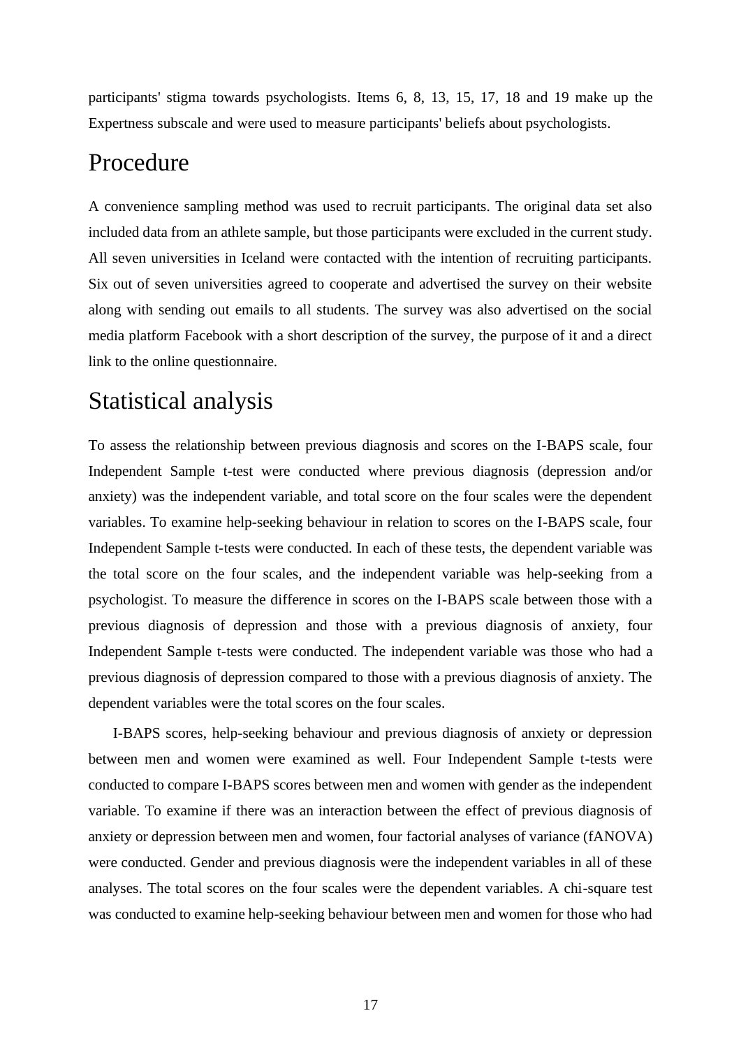participants' stigma towards psychologists. Items 6, 8, 13, 15, 17, 18 and 19 make up the Expertness subscale and were used to measure participants' beliefs about psychologists.

## Procedure

A convenience sampling method was used to recruit participants. The original data set also included data from an athlete sample, but those participants were excluded in the current study. All seven universities in Iceland were contacted with the intention of recruiting participants. Six out of seven universities agreed to cooperate and advertised the survey on their website along with sending out emails to all students. The survey was also advertised on the social media platform Facebook with a short description of the survey, the purpose of it and a direct link to the online questionnaire.

## Statistical analysis

To assess the relationship between previous diagnosis and scores on the I-BAPS scale, four Independent Sample t-test were conducted where previous diagnosis (depression and/or anxiety) was the independent variable, and total score on the four scales were the dependent variables. To examine help-seeking behaviour in relation to scores on the I-BAPS scale, four Independent Sample t-tests were conducted. In each of these tests, the dependent variable was the total score on the four scales, and the independent variable was help-seeking from a psychologist. To measure the difference in scores on the I-BAPS scale between those with a previous diagnosis of depression and those with a previous diagnosis of anxiety, four Independent Sample t-tests were conducted. The independent variable was those who had a previous diagnosis of depression compared to those with a previous diagnosis of anxiety. The dependent variables were the total scores on the four scales.

I-BAPS scores, help-seeking behaviour and previous diagnosis of anxiety or depression between men and women were examined as well. Four Independent Sample t-tests were conducted to compare I-BAPS scores between men and women with gender as the independent variable. To examine if there was an interaction between the effect of previous diagnosis of anxiety or depression between men and women, four factorial analyses of variance (fANOVA) were conducted. Gender and previous diagnosis were the independent variables in all of these analyses. The total scores on the four scales were the dependent variables. A chi-square test was conducted to examine help-seeking behaviour between men and women for those who had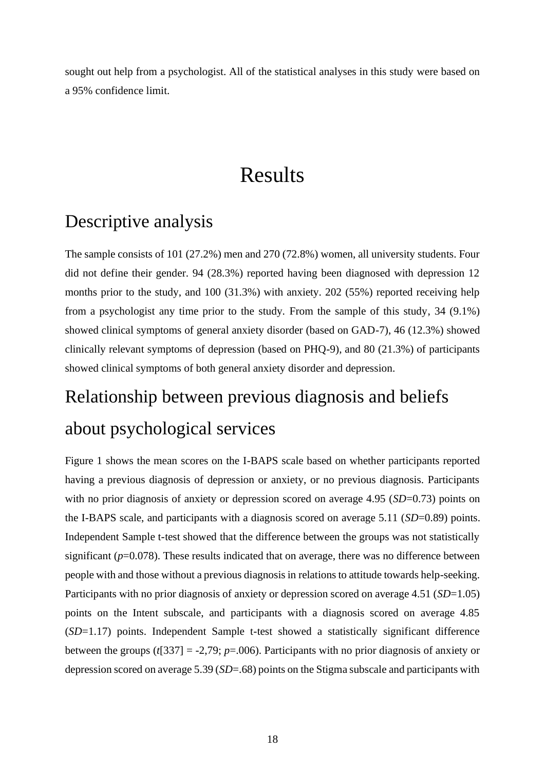sought out help from a psychologist. All of the statistical analyses in this study were based on a 95% confidence limit.

# Results

## Descriptive analysis

The sample consists of 101 (27.2%) men and 270 (72.8%) women, all university students. Four did not define their gender. 94 (28.3%) reported having been diagnosed with depression 12 months prior to the study, and 100 (31.3%) with anxiety. 202 (55%) reported receiving help from a psychologist any time prior to the study. From the sample of this study, 34 (9.1%) showed clinical symptoms of general anxiety disorder (based on GAD-7), 46 (12.3%) showed clinically relevant symptoms of depression (based on PHQ-9), and 80 (21.3%) of participants showed clinical symptoms of both general anxiety disorder and depression.

## Relationship between previous diagnosis and beliefs about psychological services

Figure 1 shows the mean scores on the I-BAPS scale based on whether participants reported having a previous diagnosis of depression or anxiety, or no previous diagnosis. Participants with no prior diagnosis of anxiety or depression scored on average 4.95 (*SD*=0.73) points on the I-BAPS scale, and participants with a diagnosis scored on average 5.11 (*SD*=0.89) points. Independent Sample t-test showed that the difference between the groups was not statistically significant ($p$=0.078). These results indicated that on average, there was no difference between people with and those without a previous diagnosis in relations to attitude towards help-seeking. Participants with no prior diagnosis of anxiety or depression scored on average 4.51 (*SD*=1.05) points on the Intent subscale, and participants with a diagnosis scored on average 4.85 (*SD*=1.17) points. Independent Sample t-test showed a statistically significant difference between the groups ($t$[337] = -2,79; $p$=.006). Participants with no prior diagnosis of anxiety or depression scored on average 5.39 (*SD*=.68) points on the Stigma subscale and participants with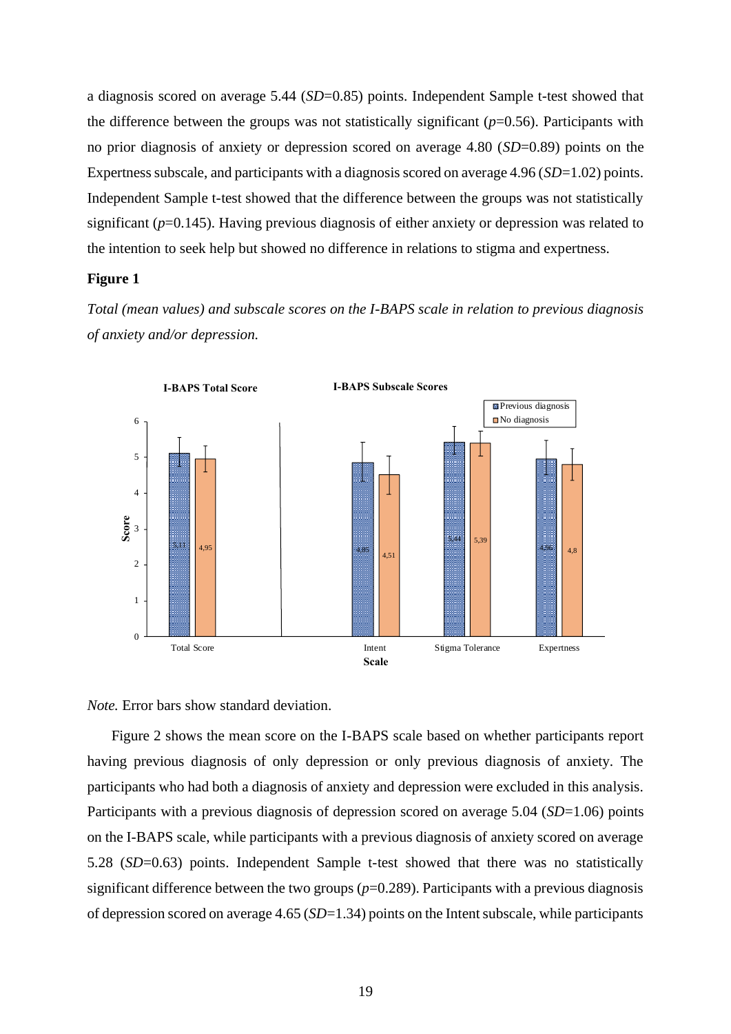a diagnosis scored on average 5.44 (*SD*=0.85) points. Independent Sample t-test showed that the difference between the groups was not statistically significant (*p*=0.56). Participants with no prior diagnosis of anxiety or depression scored on average 4.80 (*SD*=0.89) points on the Expertness subscale, and participants with a diagnosis scored on average 4.96 (*SD*=1.02) points. Independent Sample t-test showed that the difference between the groups was not statistically significant (*p*=0.145). Having previous diagnosis of either anxiety or depression was related to the intention to seek help but showed no difference in relations to stigma and expertness.

**Figure 1**

*Total (mean values) and subscale scores on the I-BAPS scale in relation to previous diagnosis of anxiety and/or depression.*

*Note.* Error bars show standard deviation.

Figure 2 shows the mean score on the I-BAPS scale based on whether participants report having previous diagnosis of only depression or only previous diagnosis of anxiety. The participants who had both a diagnosis of anxiety and depression were excluded in this analysis. Participants with a previous diagnosis of depression scored on average 5.04 (*SD*=1.06) points on the I-BAPS scale, while participants with a previous diagnosis of anxiety scored on average 5.28 (*SD*=0.63) points. Independent Sample t-test showed that there was no statistically significant difference between the two groups (*p*=0.289). Participants with a previous diagnosis of depression scored on average 4.65 (*SD*=1.34) points on the Intent subscale, while participants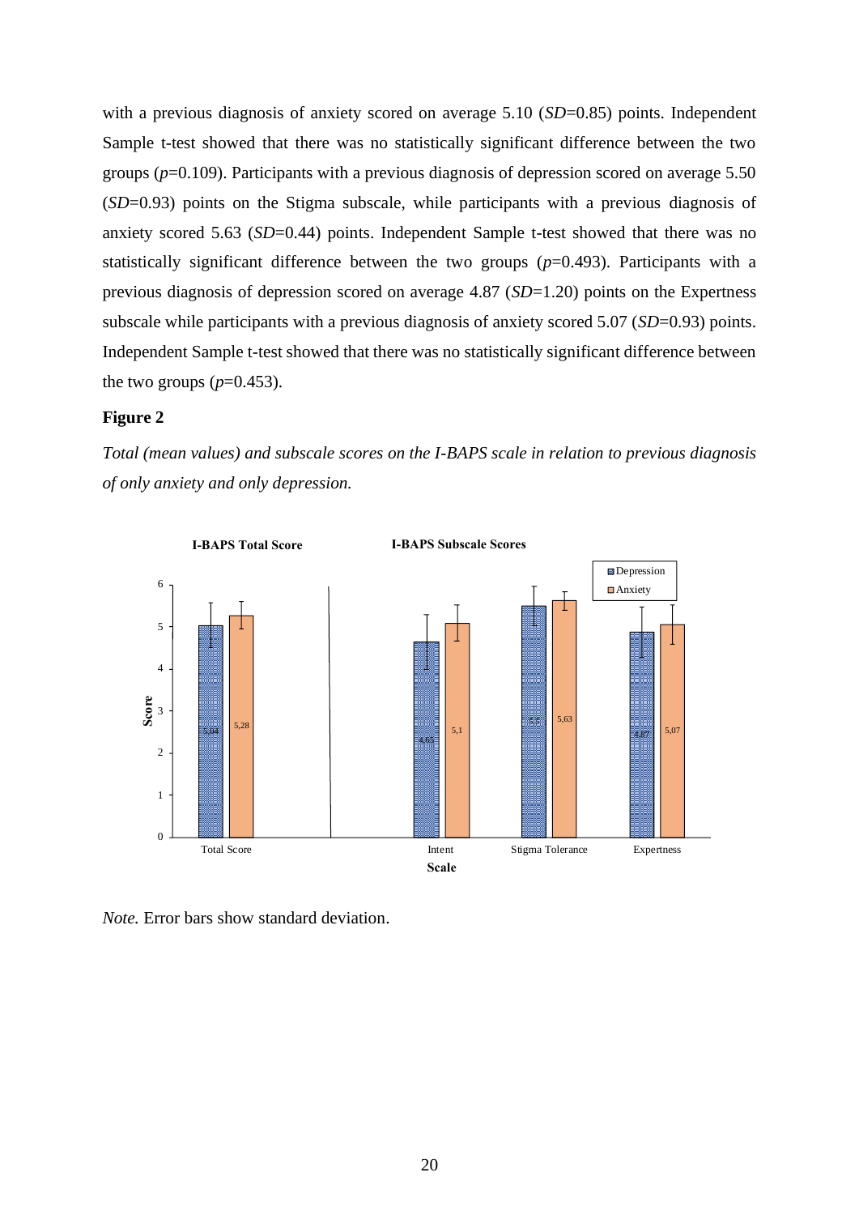with a previous diagnosis of anxiety scored on average 5.10 (*SD*=0.85) points. Independent Sample t-test showed that there was no statistically significant difference between the two groups (*p*=0.109). Participants with a previous diagnosis of depression scored on average 5.50 (*SD*=0.93) points on the Stigma subscale, while participants with a previous diagnosis of anxiety scored 5.63 (*SD*=0.44) points. Independent Sample t-test showed that there was no statistically significant difference between the two groups (*p*=0.493). Participants with a previous diagnosis of depression scored on average 4.87 (*SD*=1.20) points on the Expertness subscale while participants with a previous diagnosis of anxiety scored 5.07 (*SD*=0.93) points. Independent Sample t-test showed that there was no statistically significant difference between the two groups (*p*=0.453).

**Figure 2**

*Total (mean values) and subscale scores on the I-BAPS scale in relation to previous diagnosis of only anxiety and only depression.*

*Note.* Error bars show standard deviation.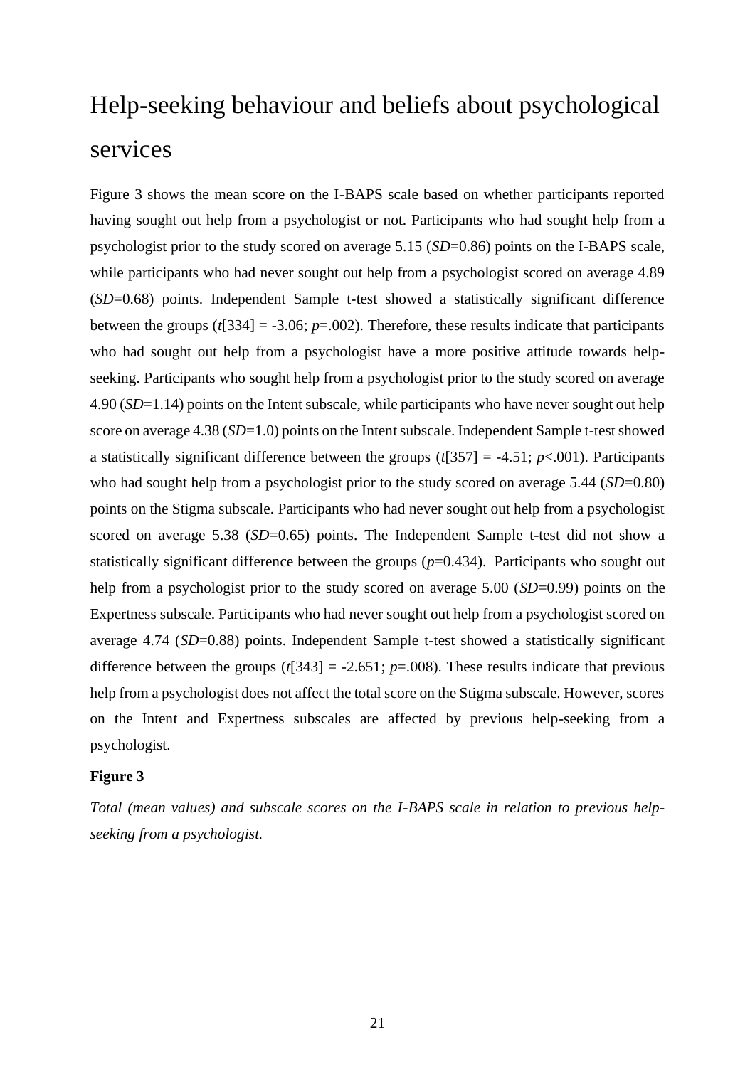## Help-seeking behaviour and beliefs about psychological services

Figure 3 shows the mean score on the I-BAPS scale based on whether participants reported having sought out help from a psychologist or not. Participants who had sought help from a psychologist prior to the study scored on average 5.15 ($SD$=0.86) points on the I-BAPS scale, while participants who had never sought out help from a psychologist scored on average 4.89 ($SD$=0.68) points. Independent Sample t-test showed a statistically significant difference between the groups ($t[334] = -3.06$; $p$=.002). Therefore, these results indicate that participants who had sought out help from a psychologist have a more positive attitude towards help-seeking. Participants who sought help from a psychologist prior to the study scored on average 4.90 ($SD$=1.14) points on the Intent subscale, while participants who have never sought out help score on average 4.38 ($SD$=1.0) points on the Intent subscale. Independent Sample t-test showed a statistically significant difference between the groups ($t[357] = -4.51$; $p<.001$). Participants who had sought help from a psychologist prior to the study scored on average 5.44 ($SD$=0.80) points on the Stigma subscale. Participants who had never sought out help from a psychologist scored on average 5.38 ($SD$=0.65) points. The Independent Sample t-test did not show a statistically significant difference between the groups ($p$=0.434). Participants who sought out help from a psychologist prior to the study scored on average 5.00 ($SD$=0.99) points on the Expertness subscale. Participants who had never sought out help from a psychologist scored on average 4.74 ($SD$=0.88) points. Independent Sample t-test showed a statistically significant difference between the groups ($t[343] = -2.651$; $p$=.008). These results indicate that previous help from a psychologist does not affect the total score on the Stigma subscale. However, scores on the Intent and Expertness subscales are affected by previous help-seeking from a psychologist.

**Figure 3**

*Total (mean values) and subscale scores on the I-BAPS scale in relation to previous help-seeking from a psychologist.*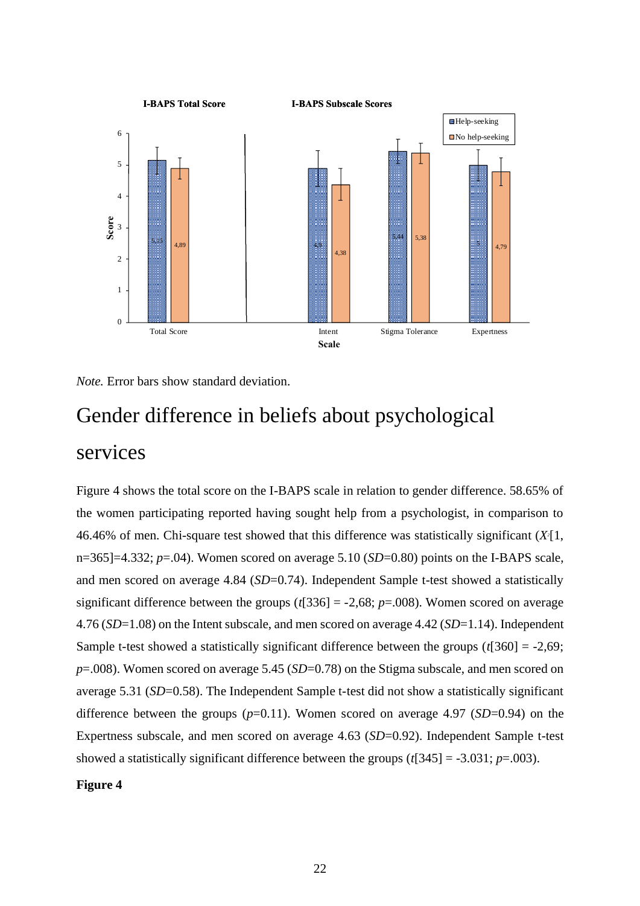*Note.* Error bars show standard deviation.

# Gender difference in beliefs about psychological services

Figure 4 shows the total score on the I-BAPS scale in relation to gender difference. 58.65% of the women participating reported having sought help from a psychologist, in comparison to 46.46% of men. Chi-square test showed that this difference was statistically significant ($X^2$[1, n=365]=4.332; *p*=.04). Women scored on average 5.10 (*SD*=0.80) points on the I-BAPS scale, and men scored on average 4.84 (*SD*=0.74). Independent Sample t-test showed a statistically significant difference between the groups (*t*[336] = -2,68; *p*=.008). Women scored on average 4.76 (*SD*=1.08) on the Intent subscale, and men scored on average 4.42 (*SD*=1.14). Independent Sample t-test showed a statistically significant difference between the groups (*t*[360] = -2,69; *p*=.008). Women scored on average 5.45 (*SD*=0.78) on the Stigma subscale, and men scored on average 5.31 (*SD*=0.58). The Independent Sample t-test did not show a statistically significant difference between the groups (*p*=0.11). Women scored on average 4.97 (*SD*=0.94) on the Expertness subscale, and men scored on average 4.63 (*SD*=0.92). Independent Sample t-test showed a statistically significant difference between the groups (*t*[345] = -3.031; *p*=.003).

**Figure 4**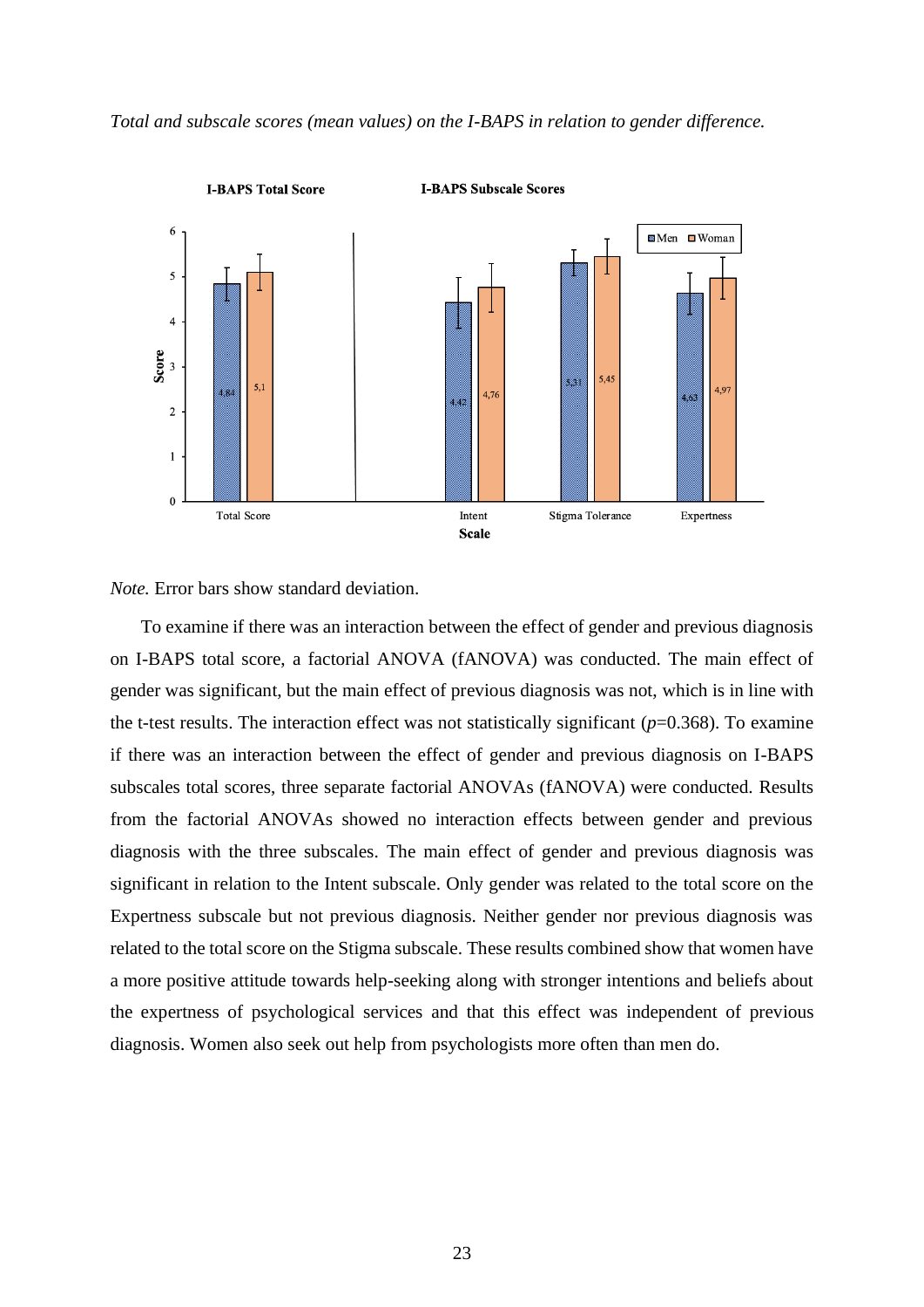*Total and subscale scores (mean values) on the I-BAPS in relation to gender difference.*

*Note.* Error bars show standard deviation.

To examine if there was an interaction between the effect of gender and previous diagnosis on I-BAPS total score, a factorial ANOVA (fANOVA) was conducted. The main effect of gender was significant, but the main effect of previous diagnosis was not, which is in line with the t-test results. The interaction effect was not statistically significant ($p$=0.368). To examine if there was an interaction between the effect of gender and previous diagnosis on I-BAPS subscales total scores, three separate factorial ANOVAs (fANOVA) were conducted. Results from the factorial ANOVAs showed no interaction effects between gender and previous diagnosis with the three subscales. The main effect of gender and previous diagnosis was significant in relation to the Intent subscale. Only gender was related to the total score on the Expertness subscale but not previous diagnosis. Neither gender nor previous diagnosis was related to the total score on the Stigma subscale. These results combined show that women have a more positive attitude towards help-seeking along with stronger intentions and beliefs about the expertness of psychological services and that this effect was independent of previous diagnosis. Women also seek out help from psychologists more often than men do.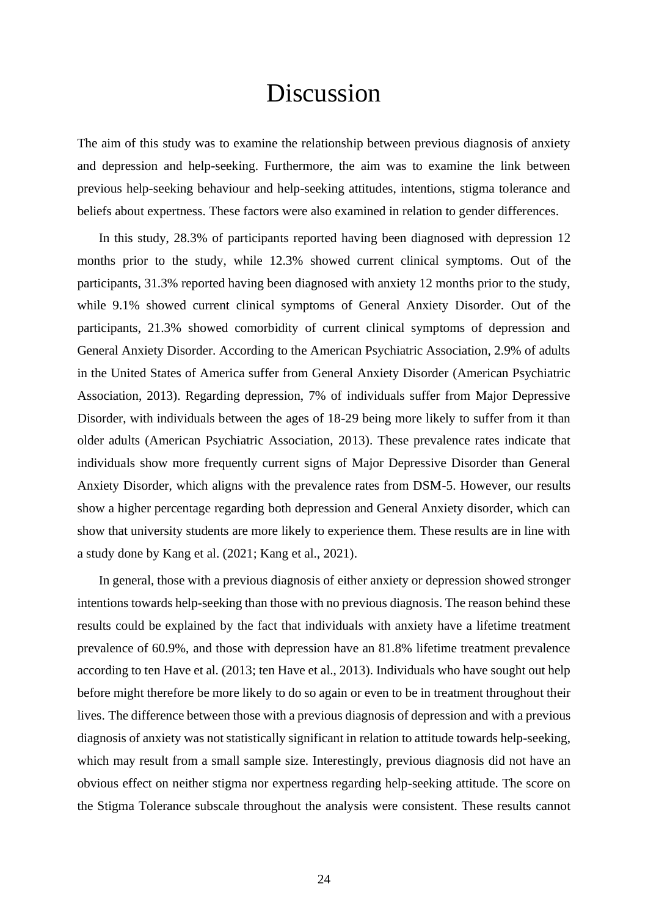# Discussion

The aim of this study was to examine the relationship between previous diagnosis of anxiety and depression and help-seeking. Furthermore, the aim was to examine the link between previous help-seeking behaviour and help-seeking attitudes, intentions, stigma tolerance and beliefs about expertness. These factors were also examined in relation to gender differences.

In this study, 28.3% of participants reported having been diagnosed with depression 12 months prior to the study, while 12.3% showed current clinical symptoms. Out of the participants, 31.3% reported having been diagnosed with anxiety 12 months prior to the study, while 9.1% showed current clinical symptoms of General Anxiety Disorder. Out of the participants, 21.3% showed comorbidity of current clinical symptoms of depression and General Anxiety Disorder. According to the American Psychiatric Association, 2.9% of adults in the United States of America suffer from General Anxiety Disorder (American Psychiatric Association, 2013). Regarding depression, 7% of individuals suffer from Major Depressive Disorder, with individuals between the ages of 18-29 being more likely to suffer from it than older adults (American Psychiatric Association, 2013). These prevalence rates indicate that individuals show more frequently current signs of Major Depressive Disorder than General Anxiety Disorder, which aligns with the prevalence rates from DSM-5. However, our results show a higher percentage regarding both depression and General Anxiety disorder, which can show that university students are more likely to experience them. These results are in line with a study done by Kang et al. (2021; Kang et al., 2021).

In general, those with a previous diagnosis of either anxiety or depression showed stronger intentions towards help-seeking than those with no previous diagnosis. The reason behind these results could be explained by the fact that individuals with anxiety have a lifetime treatment prevalence of 60.9%, and those with depression have an 81.8% lifetime treatment prevalence according to ten Have et al. (2013; ten Have et al., 2013). Individuals who have sought out help before might therefore be more likely to do so again or even to be in treatment throughout their lives. The difference between those with a previous diagnosis of depression and with a previous diagnosis of anxiety was not statistically significant in relation to attitude towards help-seeking, which may result from a small sample size. Interestingly, previous diagnosis did not have an obvious effect on neither stigma nor expertness regarding help-seeking attitude. The score on the Stigma Tolerance subscale throughout the analysis were consistent. These results cannot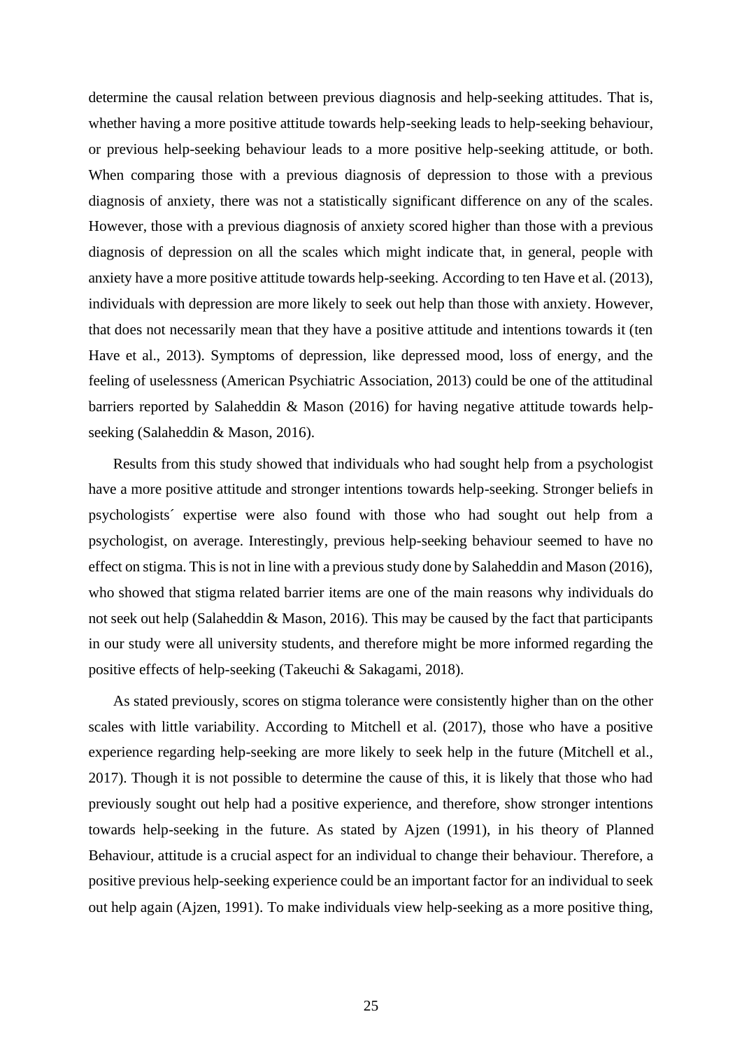determine the causal relation between previous diagnosis and help-seeking attitudes. That is, whether having a more positive attitude towards help-seeking leads to help-seeking behaviour, or previous help-seeking behaviour leads to a more positive help-seeking attitude, or both. When comparing those with a previous diagnosis of depression to those with a previous diagnosis of anxiety, there was not a statistically significant difference on any of the scales. However, those with a previous diagnosis of anxiety scored higher than those with a previous diagnosis of depression on all the scales which might indicate that, in general, people with anxiety have a more positive attitude towards help-seeking. According to ten Have et al. (2013), individuals with depression are more likely to seek out help than those with anxiety. However, that does not necessarily mean that they have a positive attitude and intentions towards it (ten Have et al., 2013). Symptoms of depression, like depressed mood, loss of energy, and the feeling of uselessness (American Psychiatric Association, 2013) could be one of the attitudinal barriers reported by Salaheddin & Mason (2016) for having negative attitude towards help-seeking (Salaheddin & Mason, 2016).

Results from this study showed that individuals who had sought help from a psychologist have a more positive attitude and stronger intentions towards help-seeking. Stronger beliefs in psychologists´ expertise were also found with those who had sought out help from a psychologist, on average. Interestingly, previous help-seeking behaviour seemed to have no effect on stigma. This is not in line with a previous study done by Salaheddin and Mason (2016), who showed that stigma related barrier items are one of the main reasons why individuals do not seek out help (Salaheddin & Mason, 2016). This may be caused by the fact that participants in our study were all university students, and therefore might be more informed regarding the positive effects of help-seeking (Takeuchi & Sakagami, 2018).

As stated previously, scores on stigma tolerance were consistently higher than on the other scales with little variability. According to Mitchell et al. (2017), those who have a positive experience regarding help-seeking are more likely to seek help in the future (Mitchell et al., 2017). Though it is not possible to determine the cause of this, it is likely that those who had previously sought out help had a positive experience, and therefore, show stronger intentions towards help-seeking in the future. As stated by Ajzen (1991), in his theory of Planned Behaviour, attitude is a crucial aspect for an individual to change their behaviour. Therefore, a positive previous help-seeking experience could be an important factor for an individual to seek out help again (Ajzen, 1991). To make individuals view help-seeking as a more positive thing,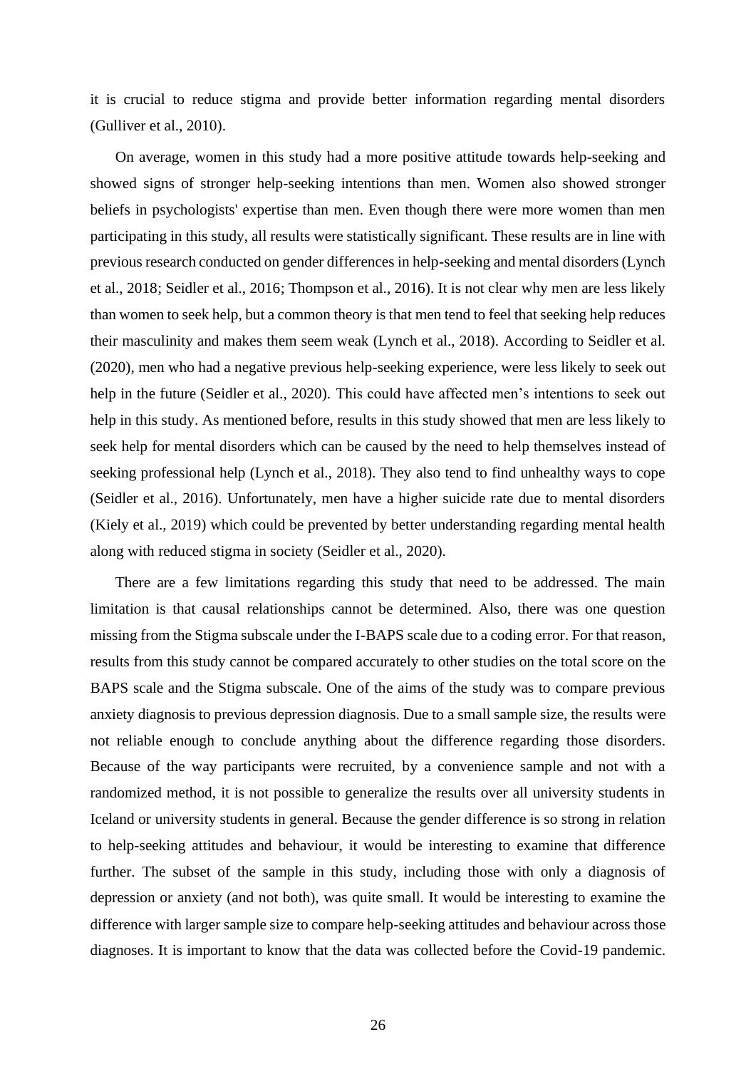it is crucial to reduce stigma and provide better information regarding mental disorders (Gulliver et al., 2010).

On average, women in this study had a more positive attitude towards help-seeking and showed signs of stronger help-seeking intentions than men. Women also showed stronger beliefs in psychologists' expertise than men. Even though there were more women than men participating in this study, all results were statistically significant. These results are in line with previous research conducted on gender differences in help-seeking and mental disorders (Lynch et al., 2018; Seidler et al., 2016; Thompson et al., 2016). It is not clear why men are less likely than women to seek help, but a common theory is that men tend to feel that seeking help reduces their masculinity and makes them seem weak (Lynch et al., 2018). According to Seidler et al. (2020), men who had a negative previous help-seeking experience, were less likely to seek out help in the future (Seidler et al., 2020). This could have affected men's intentions to seek out help in this study. As mentioned before, results in this study showed that men are less likely to seek help for mental disorders which can be caused by the need to help themselves instead of seeking professional help (Lynch et al., 2018). They also tend to find unhealthy ways to cope (Seidler et al., 2016). Unfortunately, men have a higher suicide rate due to mental disorders (Kiely et al., 2019) which could be prevented by better understanding regarding mental health along with reduced stigma in society (Seidler et al., 2020).

There are a few limitations regarding this study that need to be addressed. The main limitation is that causal relationships cannot be determined. Also, there was one question missing from the Stigma subscale under the I-BAPS scale due to a coding error. For that reason, results from this study cannot be compared accurately to other studies on the total score on the BAPS scale and the Stigma subscale. One of the aims of the study was to compare previous anxiety diagnosis to previous depression diagnosis. Due to a small sample size, the results were not reliable enough to conclude anything about the difference regarding those disorders. Because of the way participants were recruited, by a convenience sample and not with a randomized method, it is not possible to generalize the results over all university students in Iceland or university students in general. Because the gender difference is so strong in relation to help-seeking attitudes and behaviour, it would be interesting to examine that difference further. The subset of the sample in this study, including those with only a diagnosis of depression or anxiety (and not both), was quite small. It would be interesting to examine the difference with larger sample size to compare help-seeking attitudes and behaviour across those diagnoses. It is important to know that the data was collected before the Covid-19 pandemic.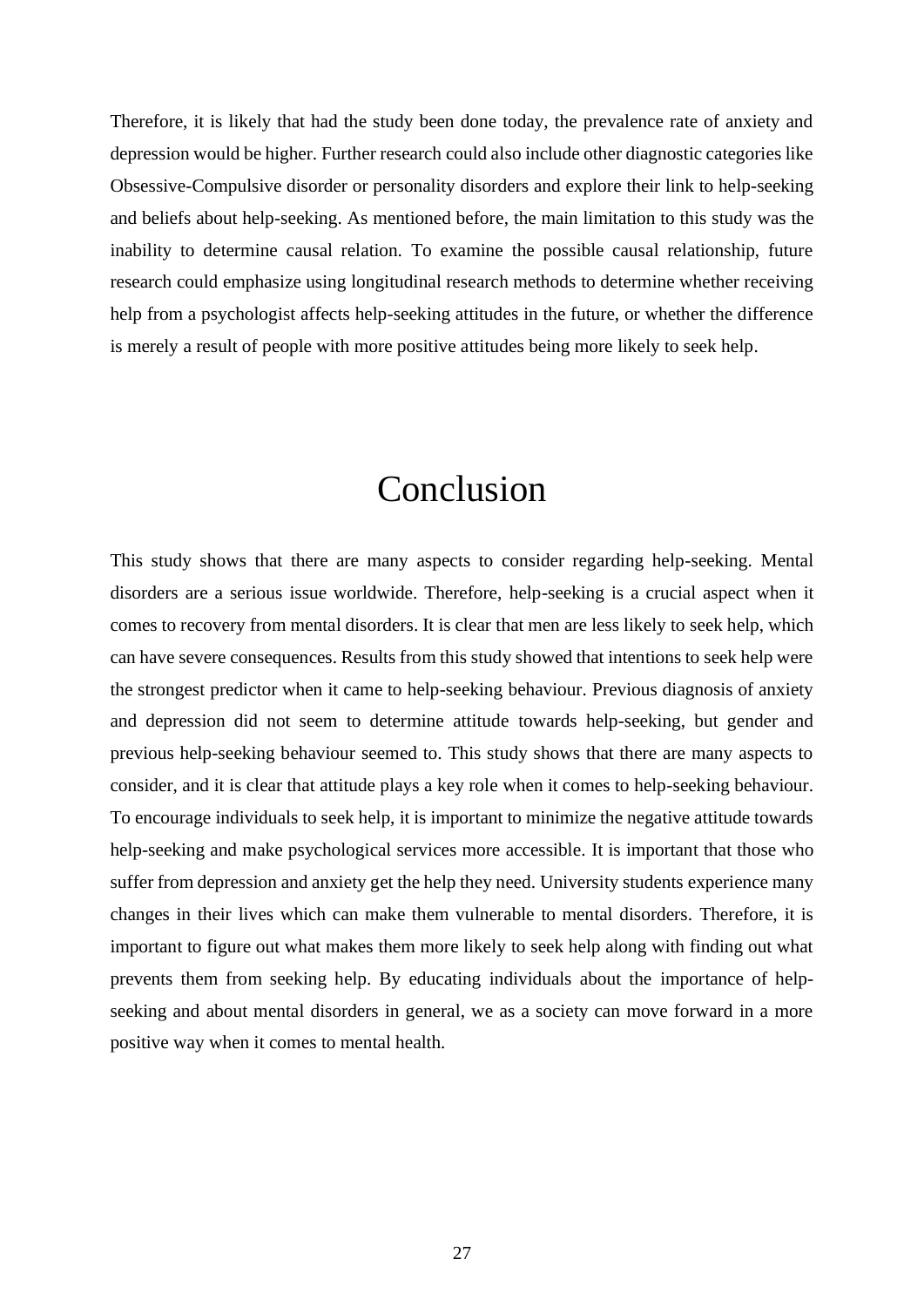Therefore, it is likely that had the study been done today, the prevalence rate of anxiety and depression would be higher. Further research could also include other diagnostic categories like Obsessive-Compulsive disorder or personality disorders and explore their link to help-seeking and beliefs about help-seeking. As mentioned before, the main limitation to this study was the inability to determine causal relation. To examine the possible causal relationship, future research could emphasize using longitudinal research methods to determine whether receiving help from a psychologist affects help-seeking attitudes in the future, or whether the difference is merely a result of people with more positive attitudes being more likely to seek help.

# Conclusion

This study shows that there are many aspects to consider regarding help-seeking. Mental disorders are a serious issue worldwide. Therefore, help-seeking is a crucial aspect when it comes to recovery from mental disorders. It is clear that men are less likely to seek help, which can have severe consequences. Results from this study showed that intentions to seek help were the strongest predictor when it came to help-seeking behaviour. Previous diagnosis of anxiety and depression did not seem to determine attitude towards help-seeking, but gender and previous help-seeking behaviour seemed to. This study shows that there are many aspects to consider, and it is clear that attitude plays a key role when it comes to help-seeking behaviour. To encourage individuals to seek help, it is important to minimize the negative attitude towards help-seeking and make psychological services more accessible. It is important that those who suffer from depression and anxiety get the help they need. University students experience many changes in their lives which can make them vulnerable to mental disorders. Therefore, it is important to figure out what makes them more likely to seek help along with finding out what prevents them from seeking help. By educating individuals about the importance of help-seeking and about mental disorders in general, we as a society can move forward in a more positive way when it comes to mental health.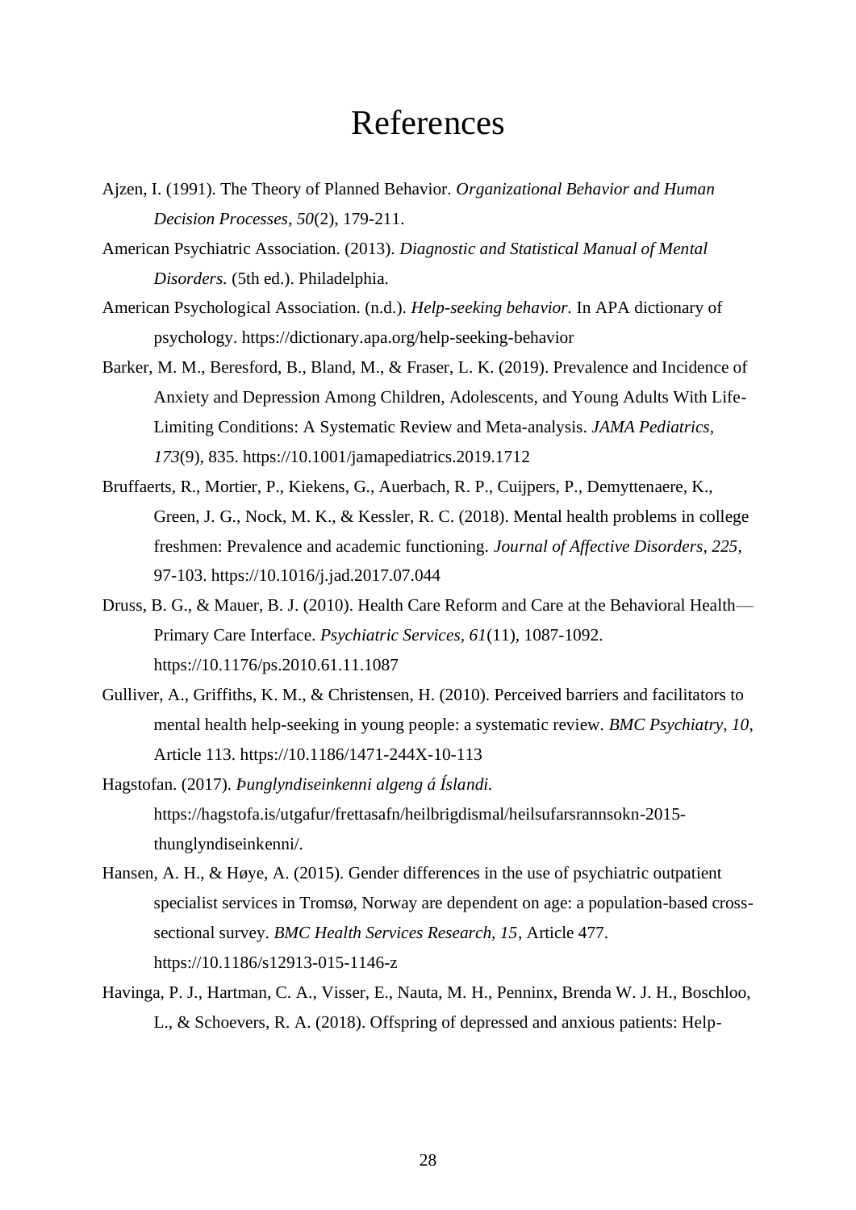# References

Ajzen, I. (1991). The Theory of Planned Behavior. *Organizational Behavior and Human Decision Processes*, *50*(2), 179-211.

American Psychiatric Association. (2013). *Diagnostic and Statistical Manual of Mental Disorders.* (5th ed.). Philadelphia.

American Psychological Association. (n.d.). *Help-seeking behavior.* In APA dictionary of psychology. https://dictionary.apa.org/help-seeking-behavior

Barker, M. M., Beresford, B., Bland, M., & Fraser, L. K. (2019). Prevalence and Incidence of Anxiety and Depression Among Children, Adolescents, and Young Adults With Life-Limiting Conditions: A Systematic Review and Meta-analysis. *JAMA Pediatrics*, *173*(9), 835. https://10.1001/jamapediatrics.2019.1712

Bruffaerts, R., Mortier, P., Kiekens, G., Auerbach, R. P., Cuijpers, P., Demyttenaere, K., Green, J. G., Nock, M. K., & Kessler, R. C. (2018). Mental health problems in college freshmen: Prevalence and academic functioning. *Journal of Affective Disorders*, *225*, 97-103. https://10.1016/j.jad.2017.07.044

Druss, B. G., & Mauer, B. J. (2010). Health Care Reform and Care at the Behavioral Health—Primary Care Interface. *Psychiatric Services*, *61*(11), 1087-1092. https://10.1176/ps.2010.61.11.1087

Gulliver, A., Griffiths, K. M., & Christensen, H. (2010). Perceived barriers and facilitators to mental health help-seeking in young people: a systematic review. *BMC Psychiatry*, *10*, Article 113. https://10.1186/1471-244X-10-113

Hagstofan. (2017). *Þunglyndiseinkenni algeng á Íslandi.* https://hagstofa.is/utgafur/frettasafn/heilbrigdismal/heilsufarsrannsokn-2015-thunglyndiseinkenni/.

Hansen, A. H., & Høye, A. (2015). Gender differences in the use of psychiatric outpatient specialist services in Tromsø, Norway are dependent on age: a population-based cross-sectional survey. *BMC Health Services Research*, *15*, Article 477. https://10.1186/s12913-015-1146-z

Havinga, P. J., Hartman, C. A., Visser, E., Nauta, M. H., Penninx, Brenda W. J. H., Boschloo, L., & Schoevers, R. A. (2018). Offspring of depressed and anxious patients: Help-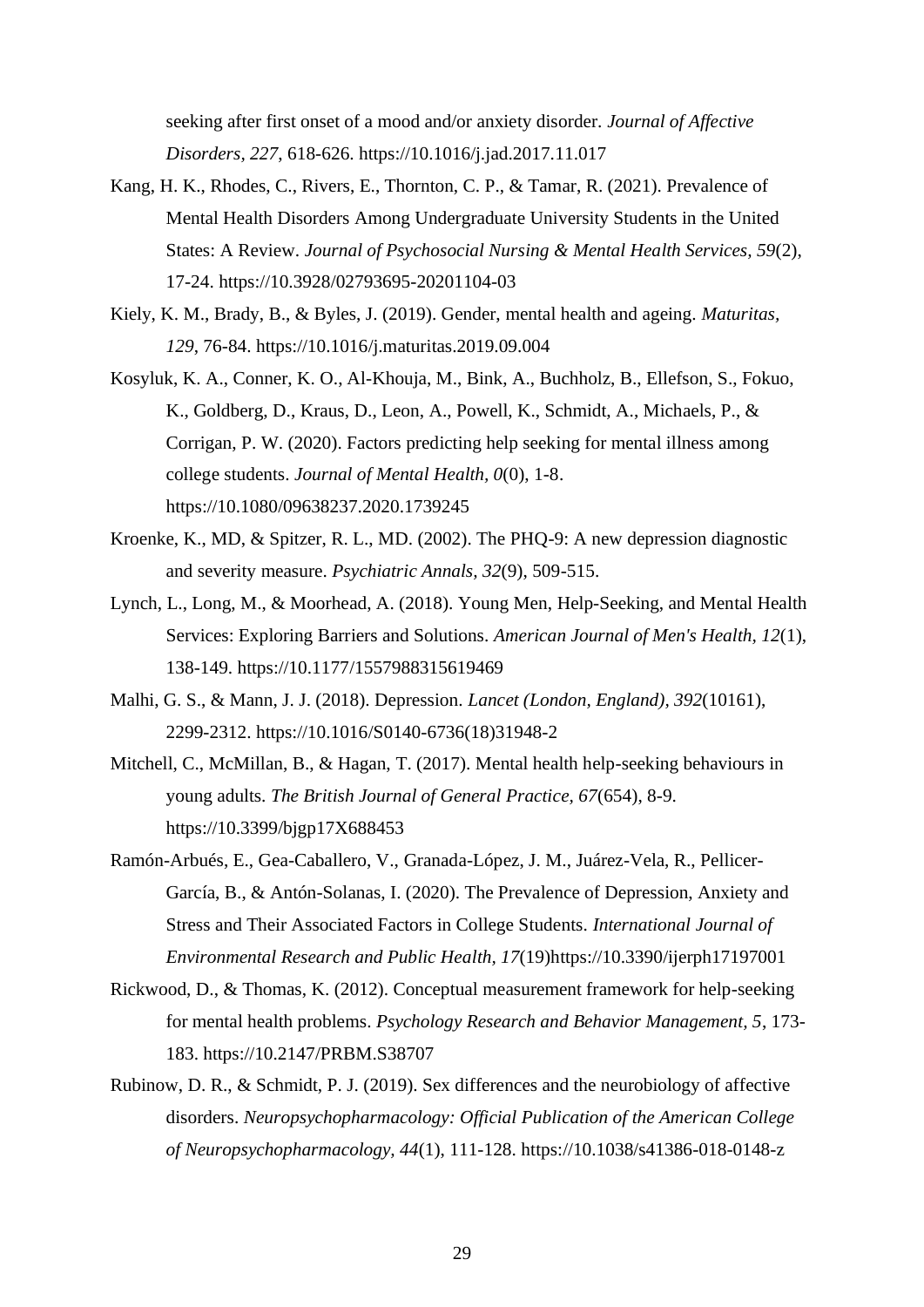seeking after first onset of a mood and/or anxiety disorder. *Journal of Affective Disorders, 227*, 618-626. https://10.1016/j.jad.2017.11.017

Kang, H. K., Rhodes, C., Rivers, E., Thornton, C. P., & Tamar, R. (2021). Prevalence of Mental Health Disorders Among Undergraduate University Students in the United States: A Review. *Journal of Psychosocial Nursing & Mental Health Services, 59*(2), 17-24. https://10.3928/02793695-20201104-03

Kiely, K. M., Brady, B., & Byles, J. (2019). Gender, mental health and ageing. *Maturitas, 129*, 76-84. https://10.1016/j.maturitas.2019.09.004

Kosyluk, K. A., Conner, K. O., Al-Khouja, M., Bink, A., Buchholz, B., Ellefson, S., Fokuo, K., Goldberg, D., Kraus, D., Leon, A., Powell, K., Schmidt, A., Michaels, P., & Corrigan, P. W. (2020). Factors predicting help seeking for mental illness among college students. *Journal of Mental Health, 0*(0), 1-8. https://10.1080/09638237.2020.1739245

Kroenke, K., MD, & Spitzer, R. L., MD. (2002). The PHQ-9: A new depression diagnostic and severity measure. *Psychiatric Annals, 32*(9), 509-515.

Lynch, L., Long, M., & Moorhead, A. (2018). Young Men, Help-Seeking, and Mental Health Services: Exploring Barriers and Solutions. *American Journal of Men's Health, 12*(1), 138-149. https://10.1177/1557988315619469

Malhi, G. S., & Mann, J. J. (2018). Depression. *Lancet (London, England), 392*(10161), 2299-2312. https://10.1016/S0140-6736(18)31948-2

Mitchell, C., McMillan, B., & Hagan, T. (2017). Mental health help-seeking behaviours in young adults. *The British Journal of General Practice, 67*(654), 8-9. https://10.3399/bjgp17X688453

Ramón-Arbués, E., Gea-Caballero, V., Granada-López, J. M., Juárez-Vela, R., Pellicer-García, B., & Antón-Solanas, I. (2020). The Prevalence of Depression, Anxiety and Stress and Their Associated Factors in College Students. *International Journal of Environmental Research and Public Health, 17*(19)https://10.3390/ijerph17197001

Rickwood, D., & Thomas, K. (2012). Conceptual measurement framework for help-seeking for mental health problems. *Psychology Research and Behavior Management, 5*, 173-183. https://10.2147/PRBM.S38707

Rubinow, D. R., & Schmidt, P. J. (2019). Sex differences and the neurobiology of affective disorders. *Neuropsychopharmacology: Official Publication of the American College of Neuropsychopharmacology, 44*(1), 111-128. https://10.1038/s41386-018-0148-z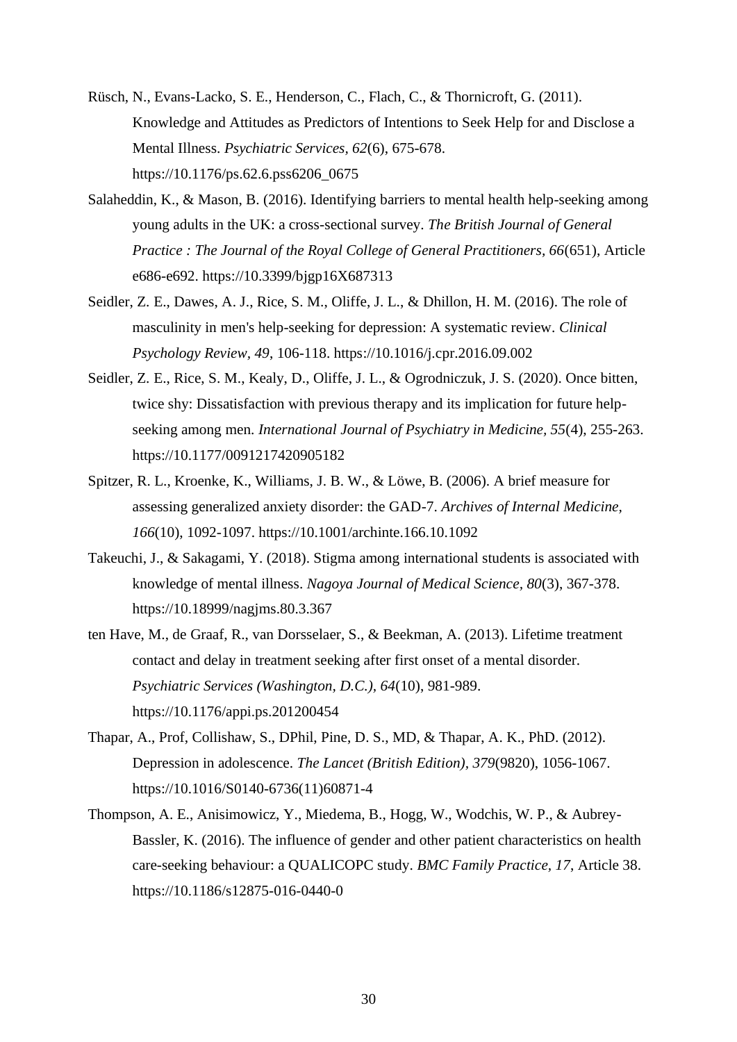Rüsch, N., Evans-Lacko, S. E., Henderson, C., Flach, C., & Thornicroft, G. (2011). Knowledge and Attitudes as Predictors of Intentions to Seek Help for and Disclose a Mental Illness. *Psychiatric Services, 62*(6), 675-678. https://10.1176/ps.62.6.pss6206_0675

Salaheddin, K., & Mason, B. (2016). Identifying barriers to mental health help-seeking among young adults in the UK: a cross-sectional survey. *The British Journal of General Practice : The Journal of the Royal College of General Practitioners, 66*(651), Article e686-e692. https://10.3399/bjgp16X687313

Seidler, Z. E., Dawes, A. J., Rice, S. M., Oliffe, J. L., & Dhillon, H. M. (2016). The role of masculinity in men's help-seeking for depression: A systematic review. *Clinical Psychology Review, 49*, 106-118. https://10.1016/j.cpr.2016.09.002

Seidler, Z. E., Rice, S. M., Kealy, D., Oliffe, J. L., & Ogrodniczuk, J. S. (2020). Once bitten, twice shy: Dissatisfaction with previous therapy and its implication for future help-seeking among men. *International Journal of Psychiatry in Medicine, 55*(4), 255-263. https://10.1177/0091217420905182

Spitzer, R. L., Kroenke, K., Williams, J. B. W., & Löwe, B. (2006). A brief measure for assessing generalized anxiety disorder: the GAD-7. *Archives of Internal Medicine, 166*(10), 1092-1097. https://10.1001/archinte.166.10.1092

Takeuchi, J., & Sakagami, Y. (2018). Stigma among international students is associated with knowledge of mental illness. *Nagoya Journal of Medical Science, 80*(3), 367-378. https://10.18999/nagjms.80.3.367

ten Have, M., de Graaf, R., van Dorsselaer, S., & Beekman, A. (2013). Lifetime treatment contact and delay in treatment seeking after first onset of a mental disorder. *Psychiatric Services (Washington, D.C.), 64*(10), 981-989. https://10.1176/appi.ps.201200454

Thapar, A., Prof, Collishaw, S., DPhil, Pine, D. S., MD, & Thapar, A. K., PhD. (2012). Depression in adolescence. *The Lancet (British Edition), 379*(9820), 1056-1067. https://10.1016/S0140-6736(11)60871-4

Thompson, A. E., Anisimowicz, Y., Miedema, B., Hogg, W., Wodchis, W. P., & Aubrey-Bassler, K. (2016). The influence of gender and other patient characteristics on health care-seeking behaviour: a QUALICOPC study. *BMC Family Practice, 17*, Article 38. https://10.1186/s12875-016-0440-0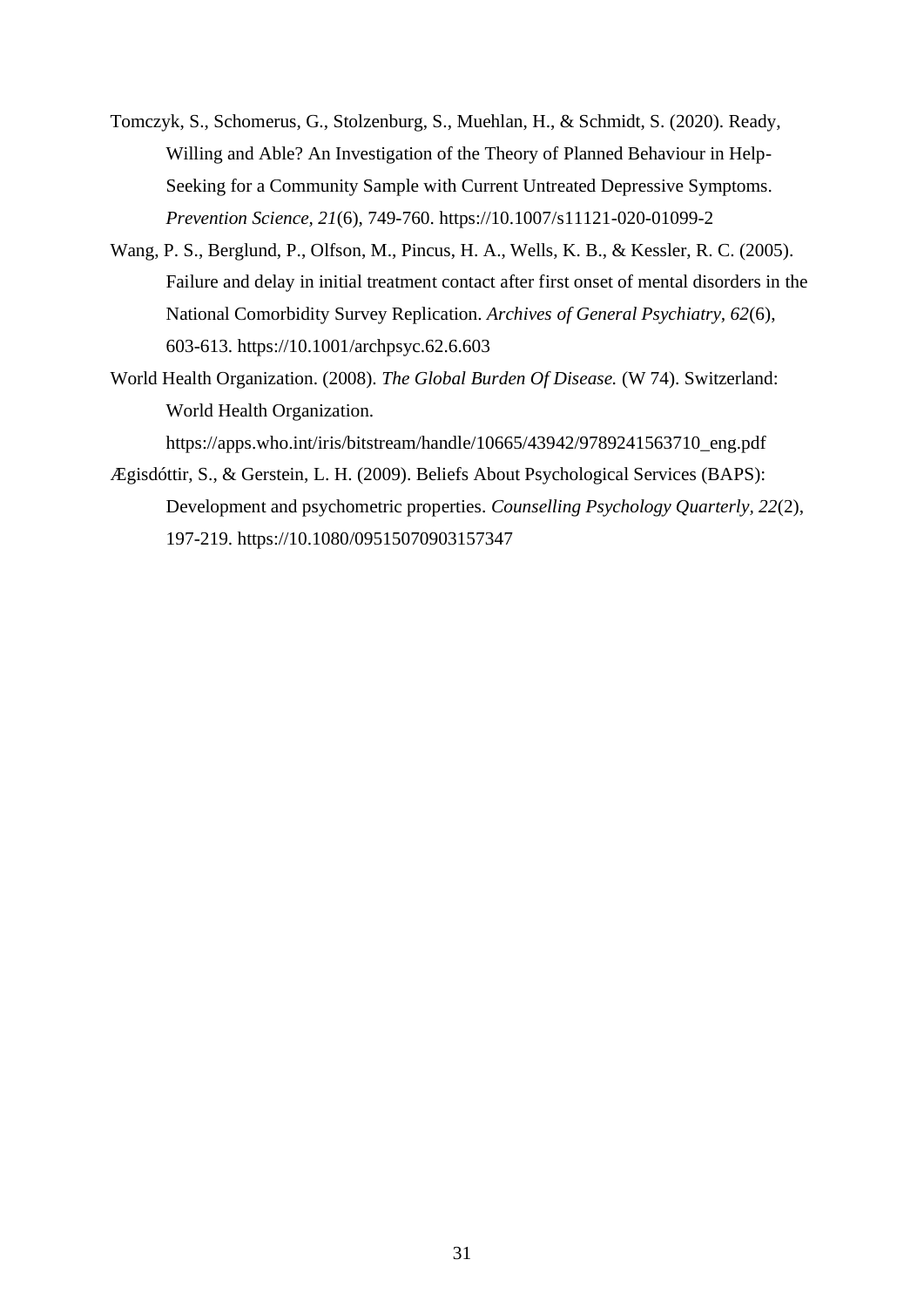Tomczyk, S., Schomerus, G., Stolzenburg, S., Muehlan, H., & Schmidt, S. (2020). Ready, Willing and Able? An Investigation of the Theory of Planned Behaviour in Help-Seeking for a Community Sample with Current Untreated Depressive Symptoms. *Prevention Science, 21*(6), 749-760. https://10.1007/s11121-020-01099-2

Wang, P. S., Berglund, P., Olfson, M., Pincus, H. A., Wells, K. B., & Kessler, R. C. (2005). Failure and delay in initial treatment contact after first onset of mental disorders in the National Comorbidity Survey Replication. *Archives of General Psychiatry, 62*(6), 603-613. https://10.1001/archpsyc.62.6.603

World Health Organization. (2008). *The Global Burden Of Disease.* (W 74). Switzerland: World Health Organization. https://apps.who.int/iris/bitstream/handle/10665/43942/9789241563710_eng.pdf

Ægisdóttir, S., & Gerstein, L. H. (2009). Beliefs About Psychological Services (BAPS): Development and psychometric properties. *Counselling Psychology Quarterly, 22*(2), 197-219. https://10.1080/09515070903157347